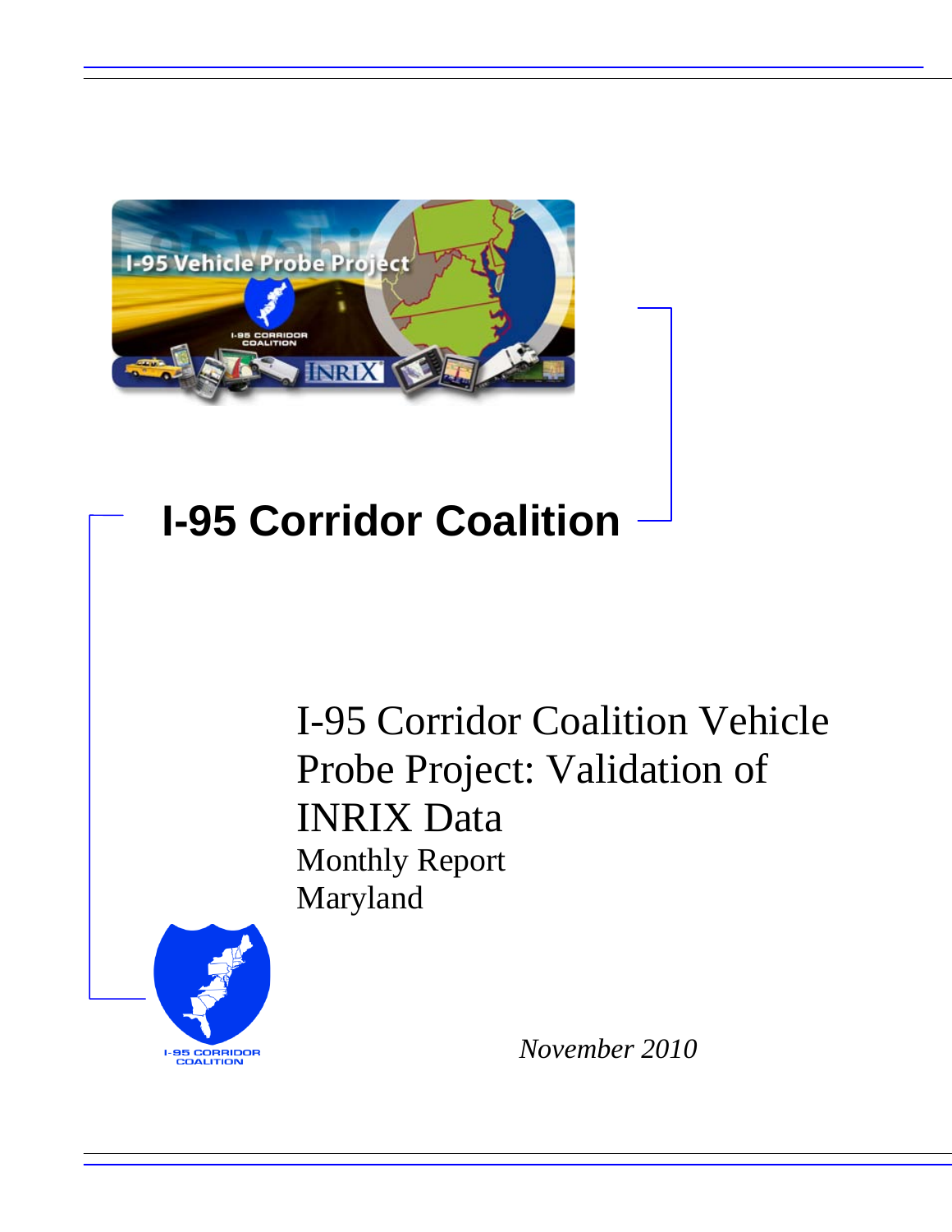# I-95 Corridor Coalition

## I-95 Corridor Coalition Vehicle Probe Project: Validation of INRIX Data

Monthly Report

Maryland

*November 2010*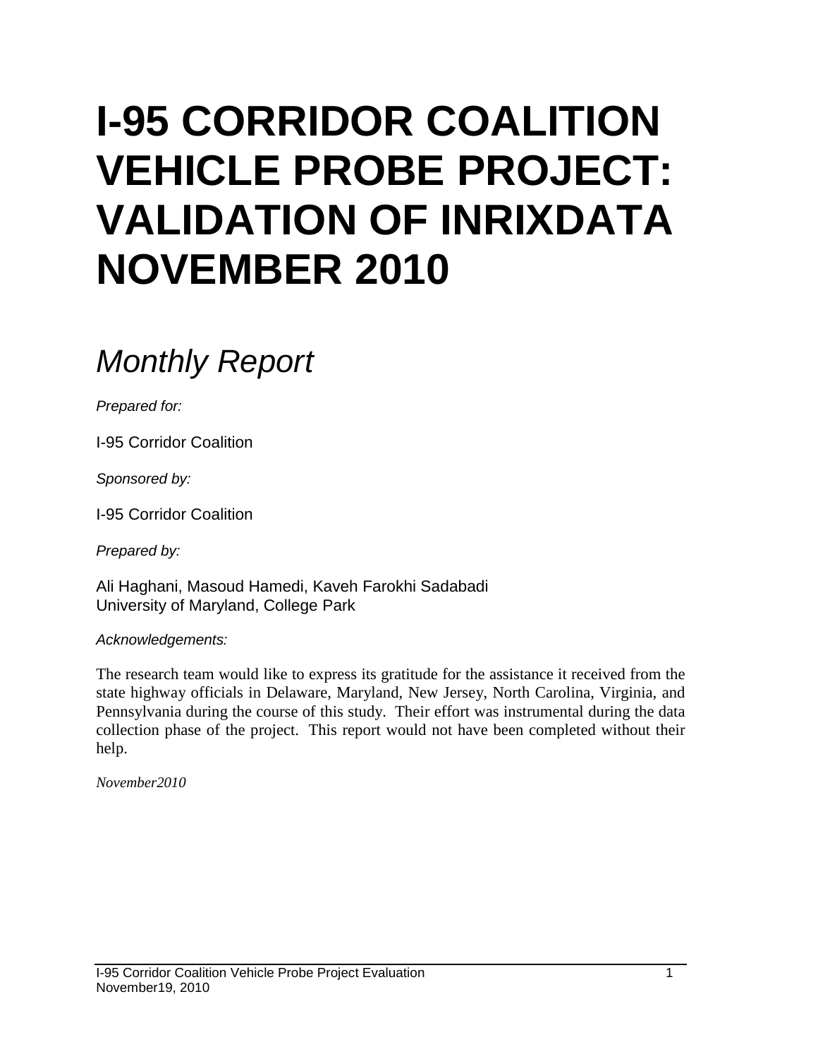# I-95 CORRIDOR COALITION VEHICLE PROBE PROJECT: VALIDATION OF INRIXDATA NOVEMBER 2010

## *Monthly Report*

*Prepared for:*

I-95 Corridor Coalition

*Sponsored by:*

I-95 Corridor Coalition

*Prepared by:*

Ali Haghani, Masoud Hamedi, Kaveh Farokhi Sadabadi
University of Maryland, College Park

*Acknowledgements:*

The research team would like to express its gratitude for the assistance it received from the state highway officials in Delaware, Maryland, New Jersey, North Carolina, Virginia, and Pennsylvania during the course of this study. Their effort was instrumental during the data collection phase of the project. This report would not have been completed without their help.

*November2010*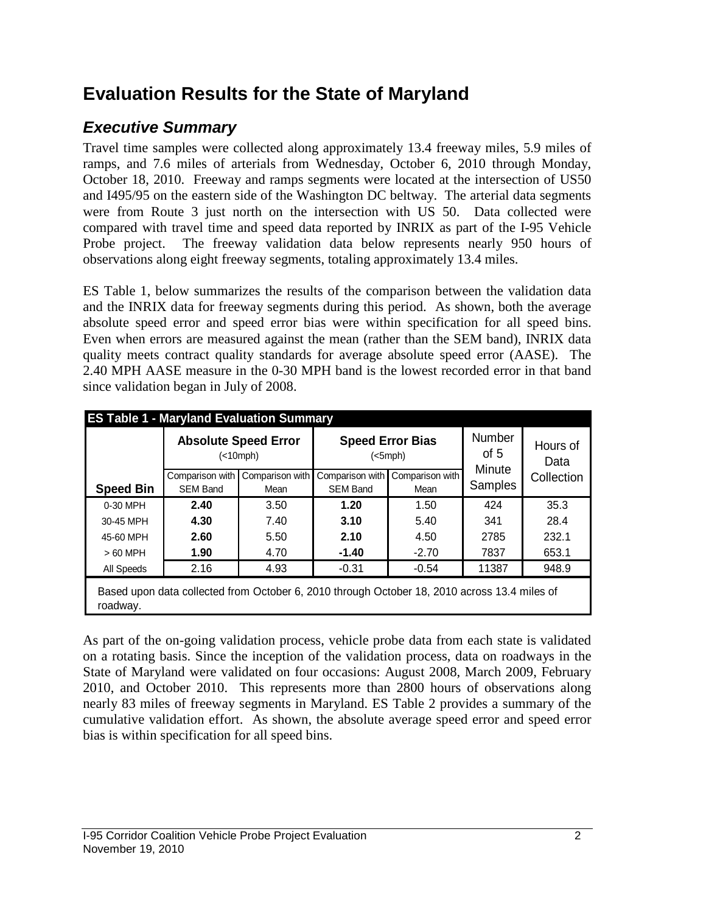# Evaluation Results for the State of Maryland

## *Executive Summary*

Travel time samples were collected along approximately 13.4 freeway miles, 5.9 miles of ramps, and 7.6 miles of arterials from Wednesday, October 6, 2010 through Monday, October 18, 2010. Freeway and ramps segments were located at the intersection of US50 and I495/95 on the eastern side of the Washington DC beltway. The arterial data segments were from Route 3 just north on the intersection with US 50. Data collected were compared with travel time and speed data reported by INRIX as part of the I-95 Vehicle Probe project. The freeway validation data below represents nearly 950 hours of observations along eight freeway segments, totaling approximately 13.4 miles.

ES Table 1, below summarizes the results of the comparison between the validation data and the INRIX data for freeway segments during this period. As shown, both the average absolute speed error and speed error bias were within specification for all speed bins. Even when errors are measured against the mean (rather than the SEM band), INRIX data quality meets contract quality standards for average absolute speed error (AASE). The 2.40 MPH AASE measure in the 0-30 MPH band is the lowest recorded error in that band since validation began in July of 2008.

**ES Table 1 - Maryland Evaluation Summary**

| | Absolute Speed Error (<10mph) | | Speed Error Bias (<5mph) | | Number of 5 Minute Samples | Hours of Data Collection |
|---|---|---|---|---|---|---|
| **Speed Bin** | Comparison with SEM Band | Comparison with Mean | Comparison with SEM Band | Comparison with Mean | | |
| 0-30 MPH | **2.40** | 3.50 | **1.20** | 1.50 | 424 | 35.3 |
| 30-45 MPH | **4.30** | 7.40 | **3.10** | 5.40 | 341 | 28.4 |
| 45-60 MPH | **2.60** | 5.50 | **2.10** | 4.50 | 2785 | 232.1 |
| > 60 MPH | **1.90** | 4.70 | **-1.40** | -2.70 | 7837 | 653.1 |
| All Speeds | 2.16 | 4.93 | -0.31 | -0.54 | 11387 | 948.9 |

Based upon data collected from October 6, 2010 through October 18, 2010 across 13.4 miles of roadway.

As part of the on-going validation process, vehicle probe data from each state is validated on a rotating basis. Since the inception of the validation process, data on roadways in the State of Maryland were validated on four occasions: August 2008, March 2009, February 2010, and October 2010. This represents more than 2800 hours of observations along nearly 83 miles of freeway segments in Maryland. ES Table 2 provides a summary of the cumulative validation effort. As shown, the absolute average speed error and speed error bias is within specification for all speed bins.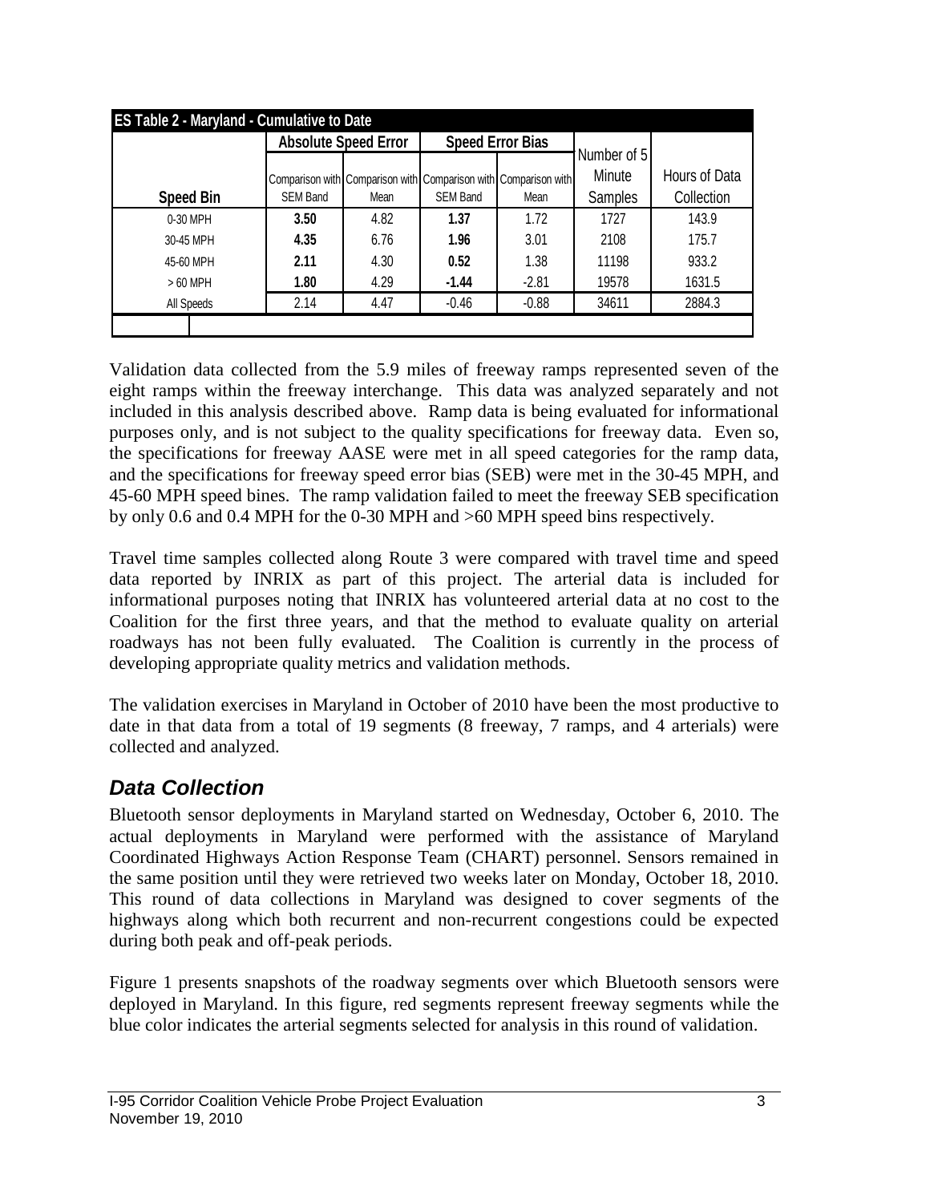| ES Table 2 - Maryland - Cumulative to Date | | | | | | |
|---|---|---|---|---|---|---|
| | Absolute Speed Error | | Speed Error Bias | | | |
| Speed Bin | Comparison with SEM Band | Comparison with Mean | Comparison with SEM Band | Comparison with Mean | Number of 5 Minute Samples | Hours of Data Collection |
| 0-30 MPH | **3.50** | 4.82 | **1.37** | 1.72 | 1727 | 143.9 |
| 30-45 MPH | **4.35** | 6.76 | **1.96** | 3.01 | 2108 | 175.7 |
| 45-60 MPH | **2.11** | 4.30 | **0.52** | 1.38 | 11198 | 933.2 |
| > 60 MPH | **1.80** | 4.29 | **-1.44** | -2.81 | 19578 | 1631.5 |
| All Speeds | 2.14 | 4.47 | -0.46 | -0.88 | 34611 | 2884.3 |

Validation data collected from the 5.9 miles of freeway ramps represented seven of the eight ramps within the freeway interchange. This data was analyzed separately and not included in this analysis described above. Ramp data is being evaluated for informational purposes only, and is not subject to the quality specifications for freeway data. Even so, the specifications for freeway AASE were met in all speed categories for the ramp data, and the specifications for freeway speed error bias (SEB) were met in the 30-45 MPH, and 45-60 MPH speed bines. The ramp validation failed to meet the freeway SEB specification by only 0.6 and 0.4 MPH for the 0-30 MPH and >60 MPH speed bins respectively.

Travel time samples collected along Route 3 were compared with travel time and speed data reported by INRIX as part of this project. The arterial data is included for informational purposes noting that INRIX has volunteered arterial data at no cost to the Coalition for the first three years, and that the method to evaluate quality on arterial roadways has not been fully evaluated. The Coalition is currently in the process of developing appropriate quality metrics and validation methods.

The validation exercises in Maryland in October of 2010 have been the most productive to date in that data from a total of 19 segments (8 freeway, 7 ramps, and 4 arterials) were collected and analyzed.

## *Data Collection*

Bluetooth sensor deployments in Maryland started on Wednesday, October 6, 2010. The actual deployments in Maryland were performed with the assistance of Maryland Coordinated Highways Action Response Team (CHART) personnel. Sensors remained in the same position until they were retrieved two weeks later on Monday, October 18, 2010. This round of data collections in Maryland was designed to cover segments of the highways along which both recurrent and non-recurrent congestions could be expected during both peak and off-peak periods.

Figure 1 presents snapshots of the roadway segments over which Bluetooth sensors were deployed in Maryland. In this figure, red segments represent freeway segments while the blue color indicates the arterial segments selected for analysis in this round of validation.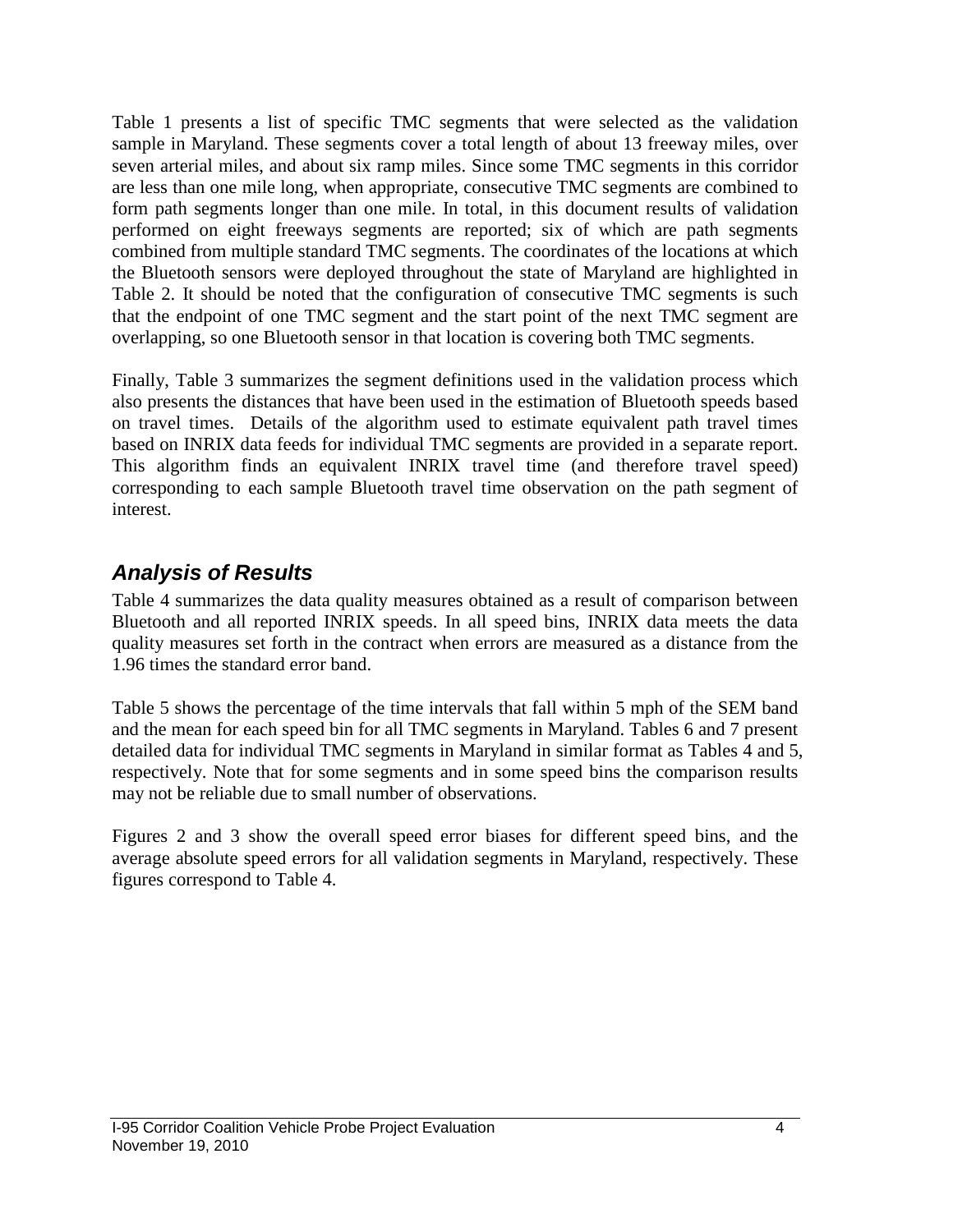Table 1 presents a list of specific TMC segments that were selected as the validation sample in Maryland. These segments cover a total length of about 13 freeway miles, over seven arterial miles, and about six ramp miles. Since some TMC segments in this corridor are less than one mile long, when appropriate, consecutive TMC segments are combined to form path segments longer than one mile. In total, in this document results of validation performed on eight freeways segments are reported; six of which are path segments combined from multiple standard TMC segments. The coordinates of the locations at which the Bluetooth sensors were deployed throughout the state of Maryland are highlighted in Table 2. It should be noted that the configuration of consecutive TMC segments is such that the endpoint of one TMC segment and the start point of the next TMC segment are overlapping, so one Bluetooth sensor in that location is covering both TMC segments.

Finally, Table 3 summarizes the segment definitions used in the validation process which also presents the distances that have been used in the estimation of Bluetooth speeds based on travel times. Details of the algorithm used to estimate equivalent path travel times based on INRIX data feeds for individual TMC segments are provided in a separate report. This algorithm finds an equivalent INRIX travel time (and therefore travel speed) corresponding to each sample Bluetooth travel time observation on the path segment of interest.

## *Analysis of Results*

Table 4 summarizes the data quality measures obtained as a result of comparison between Bluetooth and all reported INRIX speeds. In all speed bins, INRIX data meets the data quality measures set forth in the contract when errors are measured as a distance from the 1.96 times the standard error band.

Table 5 shows the percentage of the time intervals that fall within 5 mph of the SEM band and the mean for each speed bin for all TMC segments in Maryland. Tables 6 and 7 present detailed data for individual TMC segments in Maryland in similar format as Tables 4 and 5, respectively. Note that for some segments and in some speed bins the comparison results may not be reliable due to small number of observations.

Figures 2 and 3 show the overall speed error biases for different speed bins, and the average absolute speed errors for all validation segments in Maryland, respectively. These figures correspond to Table 4.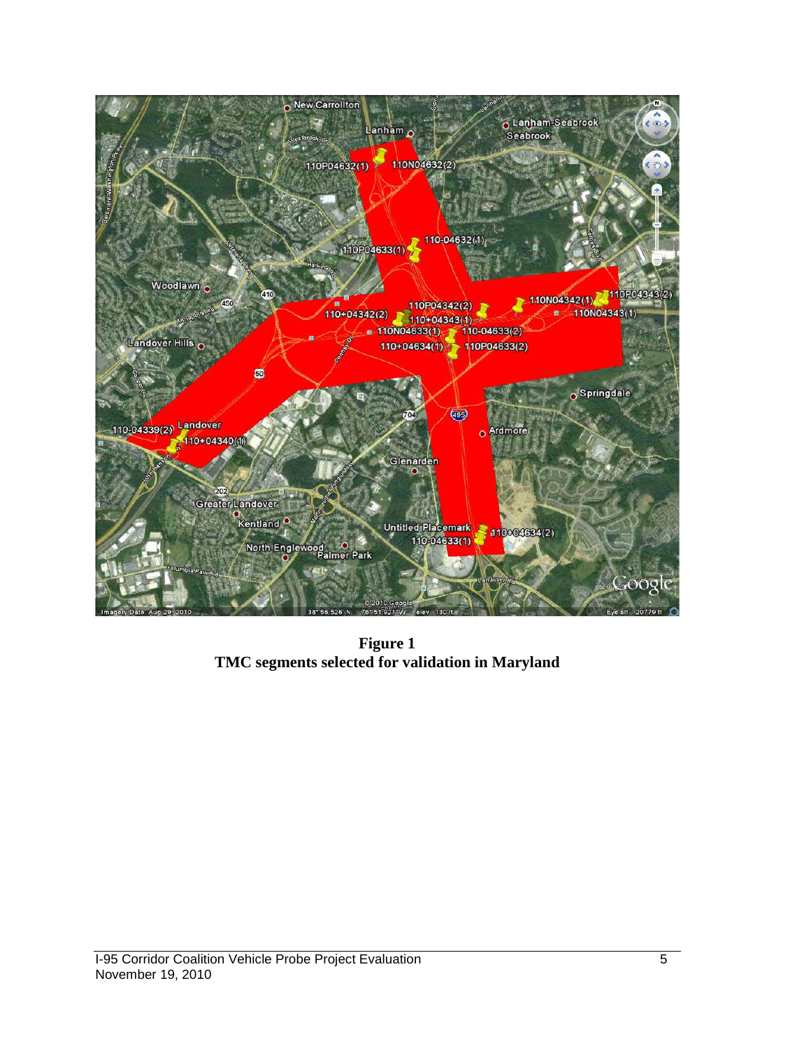**Figure 1**
**TMC segments selected for validation in Maryland**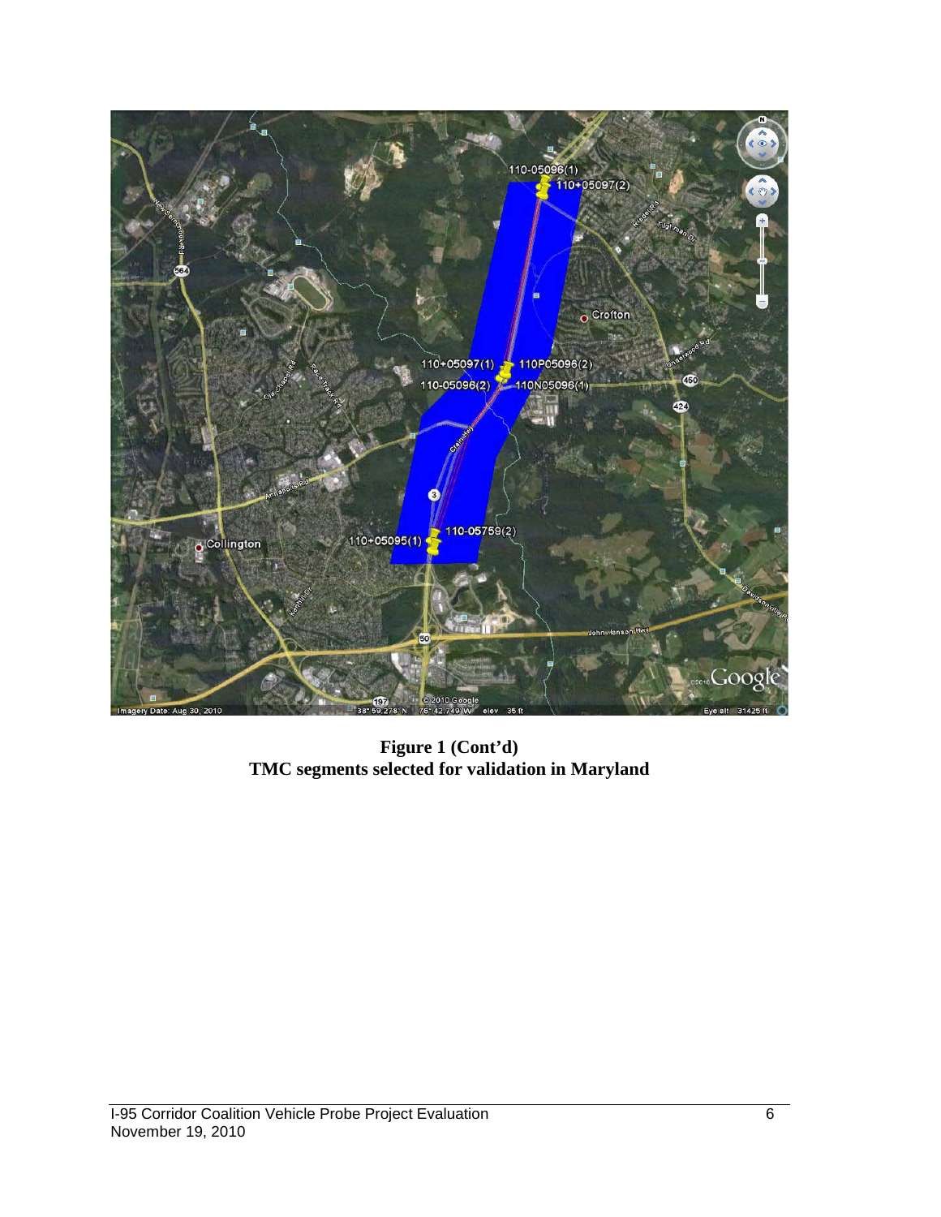**Figure 1 (Cont'd)**
**TMC segments selected for validation in Maryland**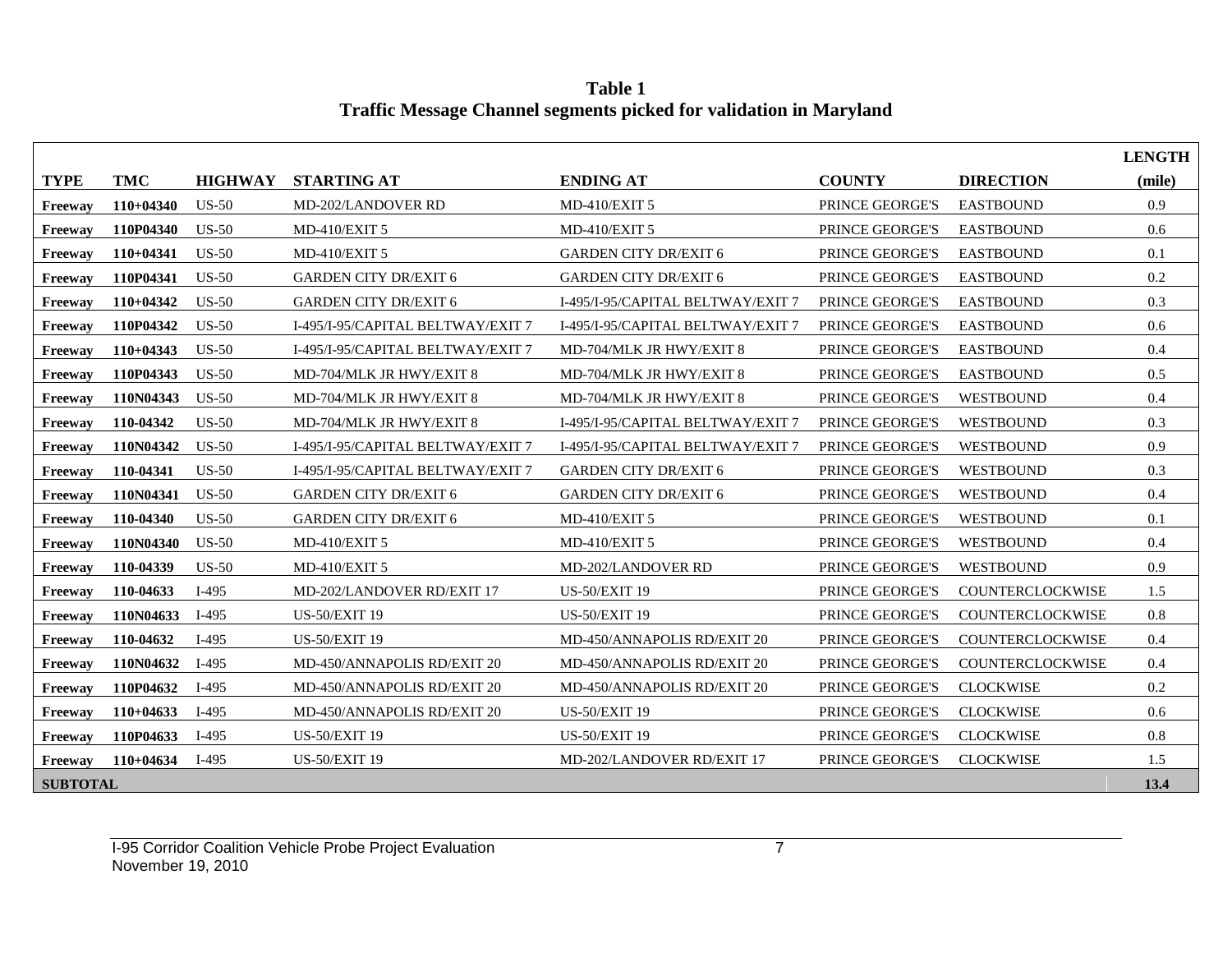**Table 1**
**Traffic Message Channel segments picked for validation in Maryland**

| TYPE | TMC | HIGHWAY | STARTING AT | ENDING AT | COUNTY | DIRECTION | LENGTH (mile) |
|---|---|---|---|---|---|---|---|
| **Freeway** | **110+04340** | US-50 | MD-202/LANDOVER RD | MD-410/EXIT 5 | PRINCE GEORGE'S | EASTBOUND | 0.9 |
| **Freeway** | **110P04340** | US-50 | MD-410/EXIT 5 | MD-410/EXIT 5 | PRINCE GEORGE'S | EASTBOUND | 0.6 |
| **Freeway** | **110+04341** | US-50 | MD-410/EXIT 5 | GARDEN CITY DR/EXIT 6 | PRINCE GEORGE'S | EASTBOUND | 0.1 |
| **Freeway** | **110P04341** | US-50 | GARDEN CITY DR/EXIT 6 | GARDEN CITY DR/EXIT 6 | PRINCE GEORGE'S | EASTBOUND | 0.2 |
| **Freeway** | **110+04342** | US-50 | GARDEN CITY DR/EXIT 6 | I-495/I-95/CAPITAL BELTWAY/EXIT 7 | PRINCE GEORGE'S | EASTBOUND | 0.3 |
| **Freeway** | **110P04342** | US-50 | I-495/I-95/CAPITAL BELTWAY/EXIT 7 | I-495/I-95/CAPITAL BELTWAY/EXIT 7 | PRINCE GEORGE'S | EASTBOUND | 0.6 |
| **Freeway** | **110+04343** | US-50 | I-495/I-95/CAPITAL BELTWAY/EXIT 7 | MD-704/MLK JR HWY/EXIT 8 | PRINCE GEORGE'S | EASTBOUND | 0.4 |
| **Freeway** | **110P04343** | US-50 | MD-704/MLK JR HWY/EXIT 8 | MD-704/MLK JR HWY/EXIT 8 | PRINCE GEORGE'S | EASTBOUND | 0.5 |
| **Freeway** | **110N04343** | US-50 | MD-704/MLK JR HWY/EXIT 8 | MD-704/MLK JR HWY/EXIT 8 | PRINCE GEORGE'S | WESTBOUND | 0.4 |
| **Freeway** | **110-04342** | US-50 | MD-704/MLK JR HWY/EXIT 8 | I-495/I-95/CAPITAL BELTWAY/EXIT 7 | PRINCE GEORGE'S | WESTBOUND | 0.3 |
| **Freeway** | **110N04342** | US-50 | I-495/I-95/CAPITAL BELTWAY/EXIT 7 | I-495/I-95/CAPITAL BELTWAY/EXIT 7 | PRINCE GEORGE'S | WESTBOUND | 0.9 |
| **Freeway** | **110-04341** | US-50 | I-495/I-95/CAPITAL BELTWAY/EXIT 7 | GARDEN CITY DR/EXIT 6 | PRINCE GEORGE'S | WESTBOUND | 0.3 |
| **Freeway** | **110N04341** | US-50 | GARDEN CITY DR/EXIT 6 | GARDEN CITY DR/EXIT 6 | PRINCE GEORGE'S | WESTBOUND | 0.4 |
| **Freeway** | **110-04340** | US-50 | GARDEN CITY DR/EXIT 6 | MD-410/EXIT 5 | PRINCE GEORGE'S | WESTBOUND | 0.1 |
| **Freeway** | **110N04340** | US-50 | MD-410/EXIT 5 | MD-410/EXIT 5 | PRINCE GEORGE'S | WESTBOUND | 0.4 |
| **Freeway** | **110-04339** | US-50 | MD-410/EXIT 5 | MD-202/LANDOVER RD | PRINCE GEORGE'S | WESTBOUND | 0.9 |
| **Freeway** | **110-04633** | I-495 | MD-202/LANDOVER RD/EXIT 17 | US-50/EXIT 19 | PRINCE GEORGE'S | COUNTERCLOCKWISE | 1.5 |
| **Freeway** | **110N04633** | I-495 | US-50/EXIT 19 | US-50/EXIT 19 | PRINCE GEORGE'S | COUNTERCLOCKWISE | 0.8 |
| **Freeway** | **110-04632** | I-495 | US-50/EXIT 19 | MD-450/ANNAPOLIS RD/EXIT 20 | PRINCE GEORGE'S | COUNTERCLOCKWISE | 0.4 |
| **Freeway** | **110N04632** | I-495 | MD-450/ANNAPOLIS RD/EXIT 20 | MD-450/ANNAPOLIS RD/EXIT 20 | PRINCE GEORGE'S | COUNTERCLOCKWISE | 0.4 |
| **Freeway** | **110P04632** | I-495 | MD-450/ANNAPOLIS RD/EXIT 20 | MD-450/ANNAPOLIS RD/EXIT 20 | PRINCE GEORGE'S | CLOCKWISE | 0.2 |
| **Freeway** | **110+04633** | I-495 | MD-450/ANNAPOLIS RD/EXIT 20 | US-50/EXIT 19 | PRINCE GEORGE'S | CLOCKWISE | 0.6 |
| **Freeway** | **110P04633** | I-495 | US-50/EXIT 19 | US-50/EXIT 19 | PRINCE GEORGE'S | CLOCKWISE | 0.8 |
| **Freeway** | **110+04634** | I-495 | US-50/EXIT 19 | MD-202/LANDOVER RD/EXIT 17 | PRINCE GEORGE'S | CLOCKWISE | 1.5 |
| **SUBTOTAL** | | | | | | | **13.4** |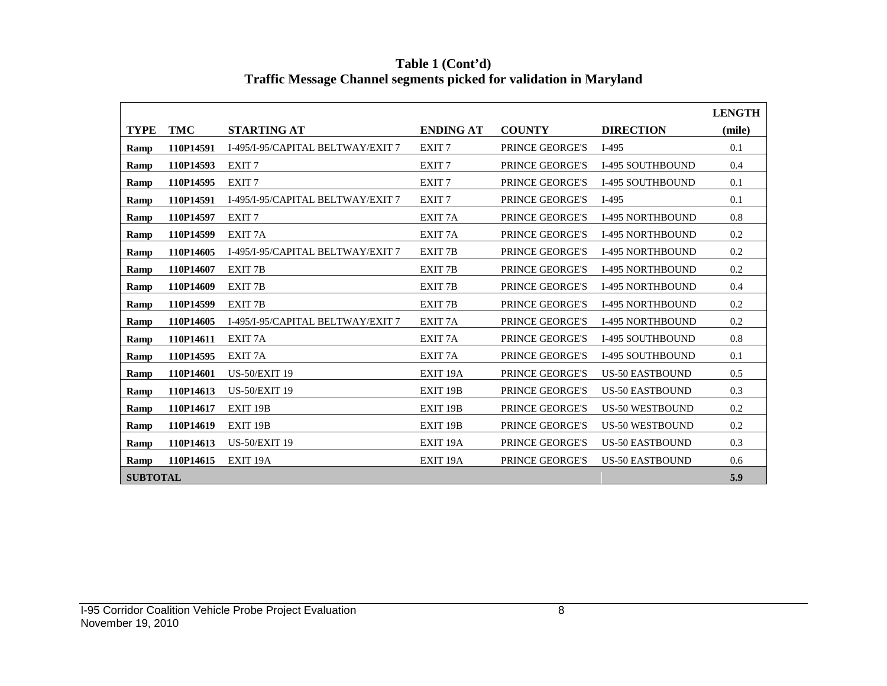**Table 1 (Cont'd)**
**Traffic Message Channel segments picked for validation in Maryland**

| TYPE | TMC | STARTING AT | ENDING AT | COUNTY | DIRECTION | LENGTH (mile) |
|---|---|---|---|---|---|---|
| **Ramp** | **110P14591** | I-495/I-95/CAPITAL BELTWAY/EXIT 7 | EXIT 7 | PRINCE GEORGE'S | I-495 | 0.1 |
| **Ramp** | **110P14593** | EXIT 7 | EXIT 7 | PRINCE GEORGE'S | I-495 SOUTHBOUND | 0.4 |
| **Ramp** | **110P14595** | EXIT 7 | EXIT 7 | PRINCE GEORGE'S | I-495 SOUTHBOUND | 0.1 |
| **Ramp** | **110P14591** | I-495/I-95/CAPITAL BELTWAY/EXIT 7 | EXIT 7 | PRINCE GEORGE'S | I-495 | 0.1 |
| **Ramp** | **110P14597** | EXIT 7 | EXIT 7A | PRINCE GEORGE'S | I-495 NORTHBOUND | 0.8 |
| **Ramp** | **110P14599** | EXIT 7A | EXIT 7A | PRINCE GEORGE'S | I-495 NORTHBOUND | 0.2 |
| **Ramp** | **110P14605** | I-495/I-95/CAPITAL BELTWAY/EXIT 7 | EXIT 7B | PRINCE GEORGE'S | I-495 NORTHBOUND | 0.2 |
| **Ramp** | **110P14607** | EXIT 7B | EXIT 7B | PRINCE GEORGE'S | I-495 NORTHBOUND | 0.2 |
| **Ramp** | **110P14609** | EXIT 7B | EXIT 7B | PRINCE GEORGE'S | I-495 NORTHBOUND | 0.4 |
| **Ramp** | **110P14599** | EXIT 7B | EXIT 7B | PRINCE GEORGE'S | I-495 NORTHBOUND | 0.2 |
| **Ramp** | **110P14605** | I-495/I-95/CAPITAL BELTWAY/EXIT 7 | EXIT 7A | PRINCE GEORGE'S | I-495 NORTHBOUND | 0.2 |
| **Ramp** | **110P14611** | EXIT 7A | EXIT 7A | PRINCE GEORGE'S | I-495 SOUTHBOUND | 0.8 |
| **Ramp** | **110P14595** | EXIT 7A | EXIT 7A | PRINCE GEORGE'S | I-495 SOUTHBOUND | 0.1 |
| **Ramp** | **110P14601** | US-50/EXIT 19 | EXIT 19A | PRINCE GEORGE'S | US-50 EASTBOUND | 0.5 |
| **Ramp** | **110P14613** | US-50/EXIT 19 | EXIT 19B | PRINCE GEORGE'S | US-50 EASTBOUND | 0.3 |
| **Ramp** | **110P14617** | EXIT 19B | EXIT 19B | PRINCE GEORGE'S | US-50 WESTBOUND | 0.2 |
| **Ramp** | **110P14619** | EXIT 19B | EXIT 19B | PRINCE GEORGE'S | US-50 WESTBOUND | 0.2 |
| **Ramp** | **110P14613** | US-50/EXIT 19 | EXIT 19A | PRINCE GEORGE'S | US-50 EASTBOUND | 0.3 |
| **Ramp** | **110P14615** | EXIT 19A | EXIT 19A | PRINCE GEORGE'S | US-50 EASTBOUND | 0.6 |
| **SUBTOTAL** | | | | | | **5.9** |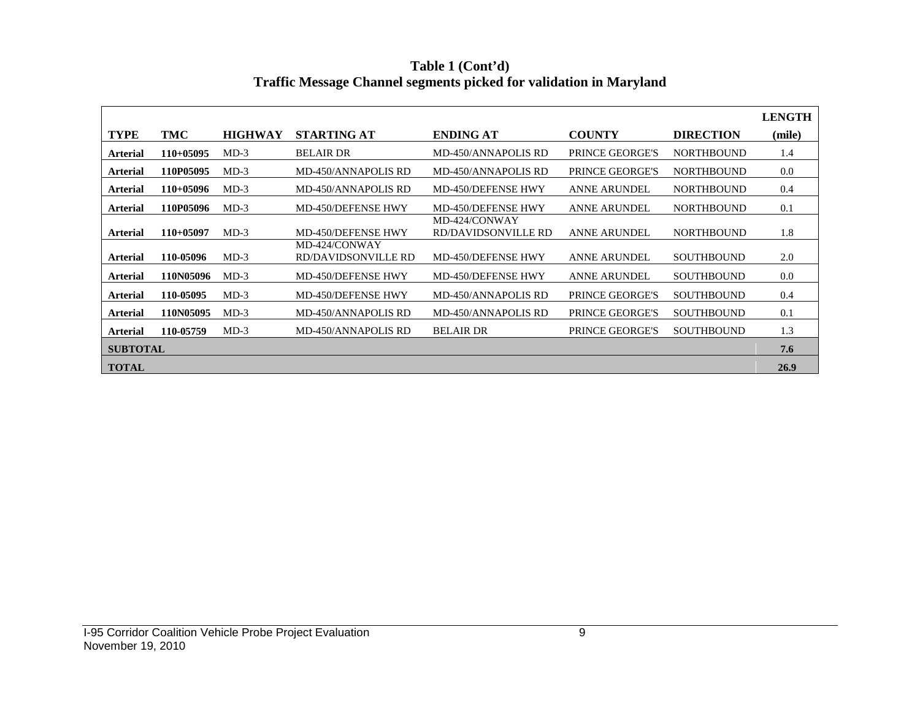**Table 1 (Cont'd)**
**Traffic Message Channel segments picked for validation in Maryland**

| TYPE | TMC | HIGHWAY | STARTING AT | ENDING AT | COUNTY | DIRECTION | LENGTH (mile) |
|---|---|---|---|---|---|---|---|
| **Arterial** | **110+05095** | MD-3 | BELAIR DR | MD-450/ANNAPOLIS RD | PRINCE GEORGE'S | NORTHBOUND | 1.4 |
| **Arterial** | **110P05095** | MD-3 | MD-450/ANNAPOLIS RD | MD-450/ANNAPOLIS RD | PRINCE GEORGE'S | NORTHBOUND | 0.0 |
| **Arterial** | **110+05096** | MD-3 | MD-450/ANNAPOLIS RD | MD-450/DEFENSE HWY | ANNE ARUNDEL | NORTHBOUND | 0.4 |
| **Arterial** | **110P05096** | MD-3 | MD-450/DEFENSE HWY | MD-450/DEFENSE HWY | ANNE ARUNDEL | NORTHBOUND | 0.1 |
| **Arterial** | **110+05097** | MD-3 | MD-450/DEFENSE HWY | MD-424/CONWAY RD/DAVIDSONVILLE RD | ANNE ARUNDEL | NORTHBOUND | 1.8 |
| **Arterial** | **110-05096** | MD-3 | MD-424/CONWAY RD/DAVIDSONVILLE RD | MD-450/DEFENSE HWY | ANNE ARUNDEL | SOUTHBOUND | 2.0 |
| **Arterial** | **110N05096** | MD-3 | MD-450/DEFENSE HWY | MD-450/DEFENSE HWY | ANNE ARUNDEL | SOUTHBOUND | 0.0 |
| **Arterial** | **110-05095** | MD-3 | MD-450/DEFENSE HWY | MD-450/ANNAPOLIS RD | PRINCE GEORGE'S | SOUTHBOUND | 0.4 |
| **Arterial** | **110N05095** | MD-3 | MD-450/ANNAPOLIS RD | MD-450/ANNAPOLIS RD | PRINCE GEORGE'S | SOUTHBOUND | 0.1 |
| **Arterial** | **110-05759** | MD-3 | MD-450/ANNAPOLIS RD | BELAIR DR | PRINCE GEORGE'S | SOUTHBOUND | 1.3 |
| **SUBTOTAL** | | | | | | | **7.6** |
| **TOTAL** | | | | | | | **26.9** |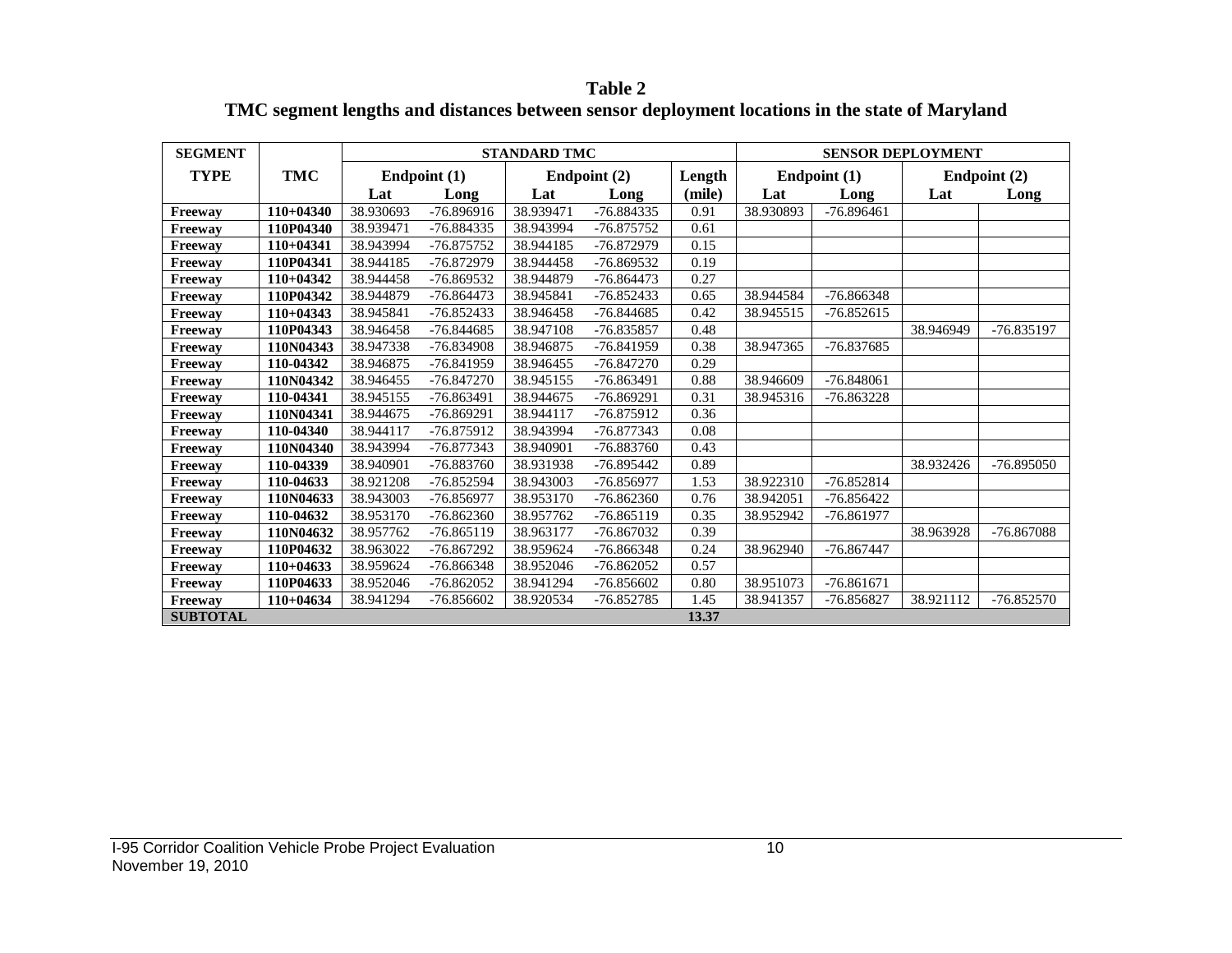**Table 2**
**TMC segment lengths and distances between sensor deployment locations in the state of Maryland**

| SEGMENT TYPE | TMC | STANDARD TMC | | | | | SENSOR DEPLOYMENT | | | |
|---|---|---|---|---|---|---|---|---|---|---|
| | | Endpoint (1) | | Endpoint (2) | | Length | Endpoint (1) | | Endpoint (2) | |
| | | Lat | Long | Lat | Long | (mile) | Lat | Long | Lat | Long |
| Freeway | 110+04340 | 38.930693 | -76.896916 | 38.939471 | -76.884335 | 0.91 | 38.930893 | -76.896461 | | |
| Freeway | 110P04340 | 38.939471 | -76.884335 | 38.943994 | -76.875752 | 0.61 | | | | |
| Freeway | 110+04341 | 38.943994 | -76.875752 | 38.944185 | -76.872979 | 0.15 | | | | |
| Freeway | 110P04341 | 38.944185 | -76.872979 | 38.944458 | -76.869532 | 0.19 | | | | |
| Freeway | 110+04342 | 38.944458 | -76.869532 | 38.944879 | -76.864473 | 0.27 | | | | |
| Freeway | 110P04342 | 38.944879 | -76.864473 | 38.945841 | -76.852433 | 0.65 | 38.944584 | -76.866348 | | |
| Freeway | 110+04343 | 38.945841 | -76.852433 | 38.946458 | -76.844685 | 0.42 | 38.945515 | -76.852615 | | |
| Freeway | 110P04343 | 38.946458 | -76.844685 | 38.947108 | -76.835857 | 0.48 | | | 38.946949 | -76.835197 |
| Freeway | 110N04343 | 38.947338 | -76.834908 | 38.946875 | -76.841959 | 0.38 | 38.947365 | -76.837685 | | |
| Freeway | 110-04342 | 38.946875 | -76.841959 | 38.946455 | -76.847270 | 0.29 | | | | |
| Freeway | 110N04342 | 38.946455 | -76.847270 | 38.945155 | -76.863491 | 0.88 | 38.946609 | -76.848061 | | |
| Freeway | 110-04341 | 38.945155 | -76.863491 | 38.944675 | -76.869291 | 0.31 | 38.945316 | -76.863228 | | |
| Freeway | 110N04341 | 38.944675 | -76.869291 | 38.944117 | -76.875912 | 0.36 | | | | |
| Freeway | 110-04340 | 38.944117 | -76.875912 | 38.943994 | -76.877343 | 0.08 | | | | |
| Freeway | 110N04340 | 38.943994 | -76.877343 | 38.940901 | -76.883760 | 0.43 | | | | |
| Freeway | 110-04339 | 38.940901 | -76.883760 | 38.931938 | -76.895442 | 0.89 | | | 38.932426 | -76.895050 |
| Freeway | 110-04633 | 38.921208 | -76.852594 | 38.943003 | -76.856977 | 1.53 | 38.922310 | -76.852814 | | |
| Freeway | 110N04633 | 38.943003 | -76.856977 | 38.953170 | -76.862360 | 0.76 | 38.942051 | -76.856422 | | |
| Freeway | 110-04632 | 38.953170 | -76.862360 | 38.957762 | -76.865119 | 0.35 | 38.952942 | -76.861977 | | |
| Freeway | 110N04632 | 38.957762 | -76.865119 | 38.963177 | -76.867032 | 0.39 | | | 38.963928 | -76.867088 |
| Freeway | 110P04632 | 38.963022 | -76.867292 | 38.959624 | -76.866348 | 0.24 | 38.962940 | -76.867447 | | |
| Freeway | 110+04633 | 38.959624 | -76.866348 | 38.952046 | -76.862052 | 0.57 | | | | |
| Freeway | 110P04633 | 38.952046 | -76.862052 | 38.941294 | -76.856602 | 0.80 | 38.951073 | -76.861671 | | |
| Freeway | 110+04634 | 38.941294 | -76.856602 | 38.920534 | -76.852785 | 1.45 | 38.941357 | -76.856827 | 38.921112 | -76.852570 |
| **SUBTOTAL** | | | | | | **13.37** | | | | |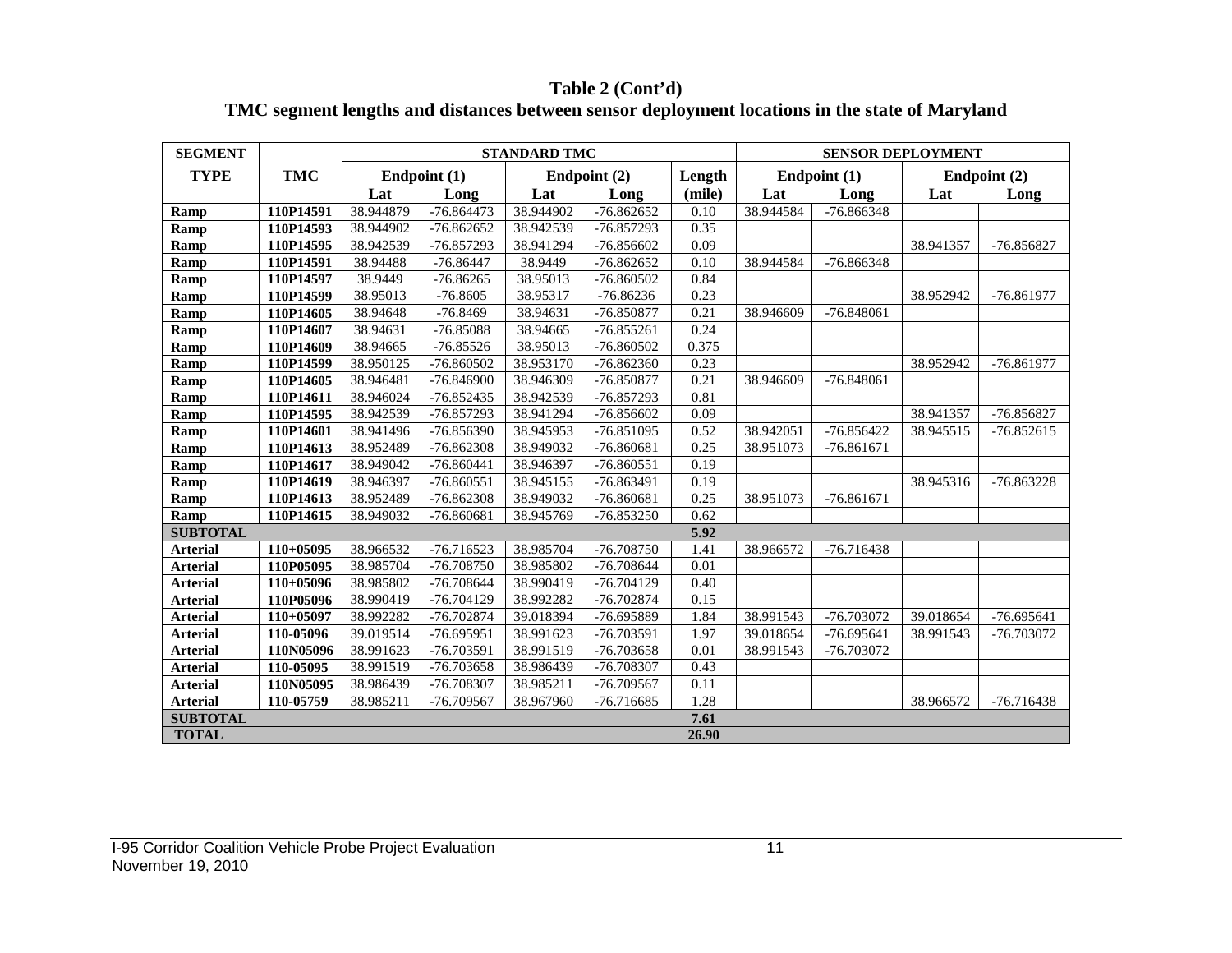**Table 2 (Cont'd)**

**TMC segment lengths and distances between sensor deployment locations in the state of Maryland**

| SEGMENT | | STANDARD TMC | | | | | SENSOR DEPLOYMENT | | | |
|---|---|---|---|---|---|---|---|---|---|---|
| TYPE | TMC | Endpoint (1) | | Endpoint (2) | | Length | Endpoint (1) | | Endpoint (2) | |
| | | Lat | Long | Lat | Long | (mile) | Lat | Long | Lat | Long |
| **Ramp** | **110P14591** | 38.944879 | -76.864473 | 38.944902 | -76.862652 | 0.10 | 38.944584 | -76.866348 | | |
| **Ramp** | **110P14593** | 38.944902 | -76.862652 | 38.942539 | -76.857293 | 0.35 | | | | |
| **Ramp** | **110P14595** | 38.942539 | -76.857293 | 38.941294 | -76.856602 | 0.09 | | | 38.941357 | -76.856827 |
| **Ramp** | **110P14591** | 38.94488 | -76.86447 | 38.9449 | -76.862652 | 0.10 | 38.944584 | -76.866348 | | |
| **Ramp** | **110P14597** | 38.9449 | -76.86265 | 38.95013 | -76.860502 | 0.84 | | | | |
| **Ramp** | **110P14599** | 38.95013 | -76.8605 | 38.95317 | -76.86236 | 0.23 | | | 38.952942 | -76.861977 |
| **Ramp** | **110P14605** | 38.94648 | -76.8469 | 38.94631 | -76.850877 | 0.21 | 38.946609 | -76.848061 | | |
| **Ramp** | **110P14607** | 38.94631 | -76.85088 | 38.94665 | -76.855261 | 0.24 | | | | |
| **Ramp** | **110P14609** | 38.94665 | -76.85526 | 38.95013 | -76.860502 | 0.375 | | | | |
| **Ramp** | **110P14599** | 38.950125 | -76.860502 | 38.953170 | -76.862360 | 0.23 | | | 38.952942 | -76.861977 |
| **Ramp** | **110P14605** | 38.946481 | -76.846900 | 38.946309 | -76.850877 | 0.21 | 38.946609 | -76.848061 | | |
| **Ramp** | **110P14611** | 38.946024 | -76.852435 | 38.942539 | -76.857293 | 0.81 | | | | |
| **Ramp** | **110P14595** | 38.942539 | -76.857293 | 38.941294 | -76.856602 | 0.09 | | | 38.941357 | -76.856827 |
| **Ramp** | **110P14601** | 38.941496 | -76.856390 | 38.945953 | -76.851095 | 0.52 | 38.942051 | -76.856422 | 38.945515 | -76.852615 |
| **Ramp** | **110P14613** | 38.952489 | -76.862308 | 38.949032 | -76.860681 | 0.25 | 38.951073 | -76.861671 | | |
| **Ramp** | **110P14617** | 38.949042 | -76.860441 | 38.946397 | -76.860551 | 0.19 | | | | |
| **Ramp** | **110P14619** | 38.946397 | -76.860551 | 38.945155 | -76.863491 | 0.19 | | | 38.945316 | -76.863228 |
| **Ramp** | **110P14613** | 38.952489 | -76.862308 | 38.949032 | -76.860681 | 0.25 | 38.951073 | -76.861671 | | |
| **Ramp** | **110P14615** | 38.949032 | -76.860681 | 38.945769 | -76.853250 | 0.62 | | | | |
| **SUBTOTAL** | | | | | | **5.92** | | | | |
| **Arterial** | **110+05095** | 38.966532 | -76.716523 | 38.985704 | -76.708750 | 1.41 | 38.966572 | -76.716438 | | |
| **Arterial** | **110P05095** | 38.985704 | -76.708750 | 38.985802 | -76.708644 | 0.01 | | | | |
| **Arterial** | **110+05096** | 38.985802 | -76.708644 | 38.990419 | -76.704129 | 0.40 | | | | |
| **Arterial** | **110P05096** | 38.990419 | -76.704129 | 38.992282 | -76.702874 | 0.15 | | | | |
| **Arterial** | **110+05097** | 38.992282 | -76.702874 | 39.018394 | -76.695889 | 1.84 | 38.991543 | -76.703072 | 39.018654 | -76.695641 |
| **Arterial** | **110-05096** | 39.019514 | -76.695951 | 38.991623 | -76.703591 | 1.97 | 39.018654 | -76.695641 | 38.991543 | -76.703072 |
| **Arterial** | **110N05096** | 38.991623 | -76.703591 | 38.991519 | -76.703658 | 0.01 | 38.991543 | -76.703072 | | |
| **Arterial** | **110-05095** | 38.991519 | -76.703658 | 38.986439 | -76.708307 | 0.43 | | | | |
| **Arterial** | **110N05095** | 38.986439 | -76.708307 | 38.985211 | -76.709567 | 0.11 | | | | |
| **Arterial** | **110-05759** | 38.985211 | -76.709567 | 38.967960 | -76.716685 | 1.28 | | | 38.966572 | -76.716438 |
| **SUBTOTAL** | | | | | | **7.61** | | | | |
| **TOTAL** | | | | | | **26.90** | | | | |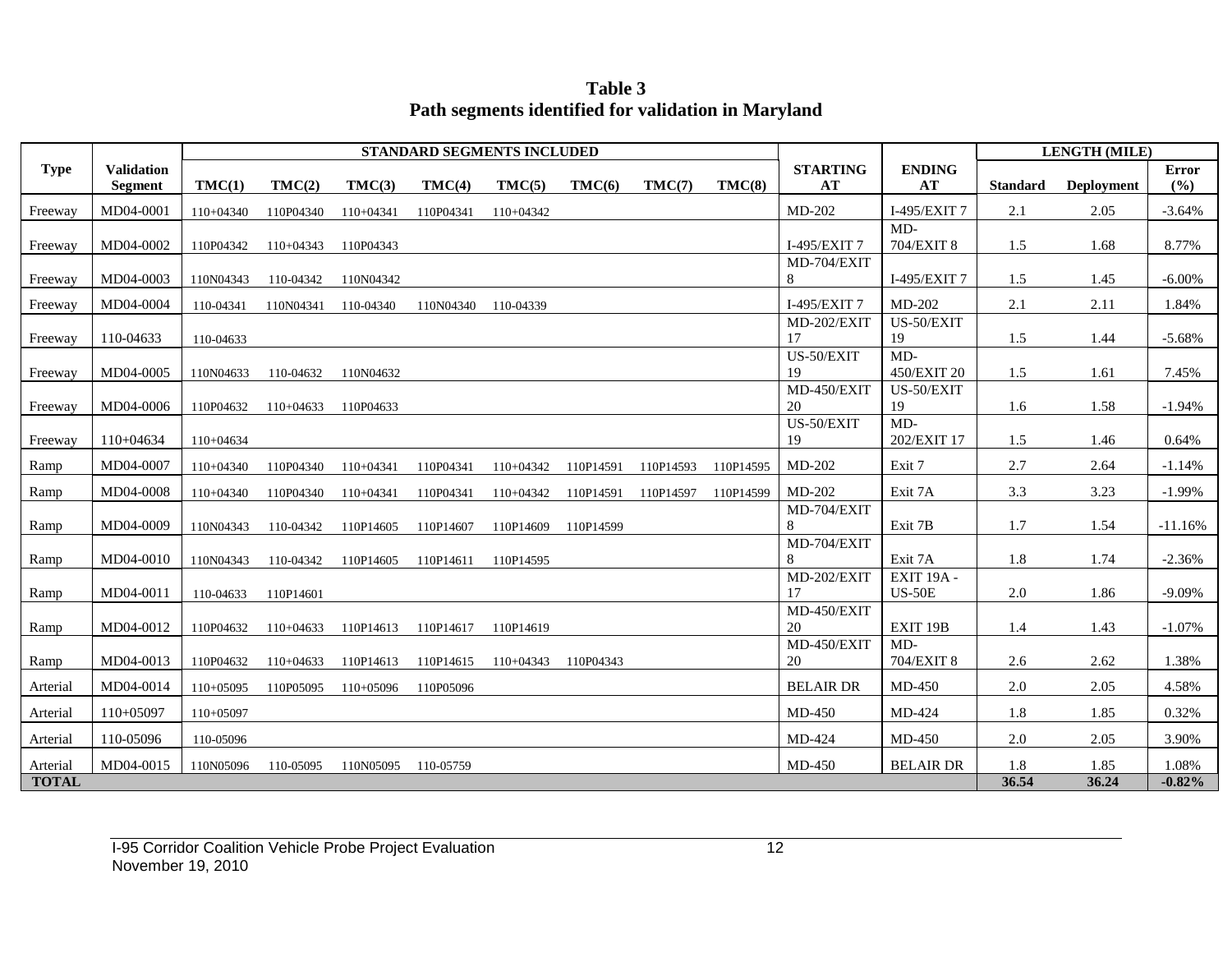**Table 3**
**Path segments identified for validation in Maryland**

| Type | Validation Segment | STANDARD SEGMENTS INCLUDED | | | | | | | | STARTING AT | ENDING AT | LENGTH (MILE) | | |
|---|---|---|---|---|---|---|---|---|---|---|---|---|---|---|
| | | TMC(1) | TMC(2) | TMC(3) | TMC(4) | TMC(5) | TMC(6) | TMC(7) | TMC(8) | | | Standard | Deployment | Error (%) |
| Freeway | MD04-0001 | 110+04340 | 110P04340 | 110+04341 | 110P04341 | 110+04342 | | | | MD-202 | I-495/EXIT 7 | 2.1 | 2.05 | -3.64% |
| Freeway | MD04-0002 | 110P04342 | 110+04343 | 110P04343 | | | | | | I-495/EXIT 7 | MD-704/EXIT 8 | 1.5 | 1.68 | 8.77% |
| Freeway | MD04-0003 | 110N04343 | 110-04342 | 110N04342 | | | | | | MD-704/EXIT 8 | I-495/EXIT 7 | 1.5 | 1.45 | -6.00% |
| Freeway | MD04-0004 | 110-04341 | 110N04341 | 110-04340 | 110N04340 | 110-04339 | | | | I-495/EXIT 7 | MD-202 | 2.1 | 2.11 | 1.84% |
| Freeway | 110-04633 | 110-04633 | | | | | | | | MD-202/EXIT 17 | US-50/EXIT 19 | 1.5 | 1.44 | -5.68% |
| Freeway | MD04-0005 | 110N04633 | 110-04632 | 110N04632 | | | | | | US-50/EXIT 19 | MD-450/EXIT 20 | 1.5 | 1.61 | 7.45% |
| Freeway | MD04-0006 | 110P04632 | 110+04633 | 110P04633 | | | | | | MD-450/EXIT 20 | US-50/EXIT 19 | 1.6 | 1.58 | -1.94% |
| Freeway | 110+04634 | 110+04634 | | | | | | | | US-50/EXIT 19 | MD-202/EXIT 17 | 1.5 | 1.46 | 0.64% |
| Ramp | MD04-0007 | 110+04340 | 110P04340 | 110+04341 | 110P04341 | 110+04342 | 110P14591 | 110P14593 | 110P14595 | MD-202 | Exit 7 | 2.7 | 2.64 | -1.14% |
| Ramp | MD04-0008 | 110+04340 | 110P04340 | 110+04341 | 110P04341 | 110+04342 | 110P14591 | 110P14597 | 110P14599 | MD-202 | Exit 7A | 3.3 | 3.23 | -1.99% |
| Ramp | MD04-0009 | 110N04343 | 110-04342 | 110P14605 | 110P14607 | 110P14609 | 110P14599 | | | MD-704/EXIT 8 | Exit 7B | 1.7 | 1.54 | -11.16% |
| Ramp | MD04-0010 | 110N04343 | 110-04342 | 110P14605 | 110P14611 | 110P14595 | | | | MD-704/EXIT 8 | Exit 7A | 1.8 | 1.74 | -2.36% |
| Ramp | MD04-0011 | 110-04633 | 110P14601 | | | | | | | MD-202/EXIT 17 | EXIT 19A - US-50E | 2.0 | 1.86 | -9.09% |
| Ramp | MD04-0012 | 110P04632 | 110+04633 | 110P14613 | 110P14617 | 110P14619 | | | | MD-450/EXIT 20 | EXIT 19B | 1.4 | 1.43 | -1.07% |
| Ramp | MD04-0013 | 110P04632 | 110+04633 | 110P14613 | 110P14615 | 110+04343 | 110P04343 | | | MD-450/EXIT 20 | MD-704/EXIT 8 | 2.6 | 2.62 | 1.38% |
| Arterial | MD04-0014 | 110+05095 | 110P05095 | 110+05096 | 110P05096 | | | | | BELAIR DR | MD-450 | 2.0 | 2.05 | 4.58% |
| Arterial | 110+05097 | 110+05097 | | | | | | | | MD-450 | MD-424 | 1.8 | 1.85 | 0.32% |
| Arterial | 110-05096 | 110-05096 | | | | | | | | MD-424 | MD-450 | 2.0 | 2.05 | 3.90% |
| Arterial | MD04-0015 | 110N05096 | 110-05095 | 110N05095 | 110-05759 | | | | | MD-450 | BELAIR DR | 1.8 | 1.85 | 1.08% |
| **TOTAL** | | | | | | | | | | | | **36.54** | **36.24** | **-0.82%** |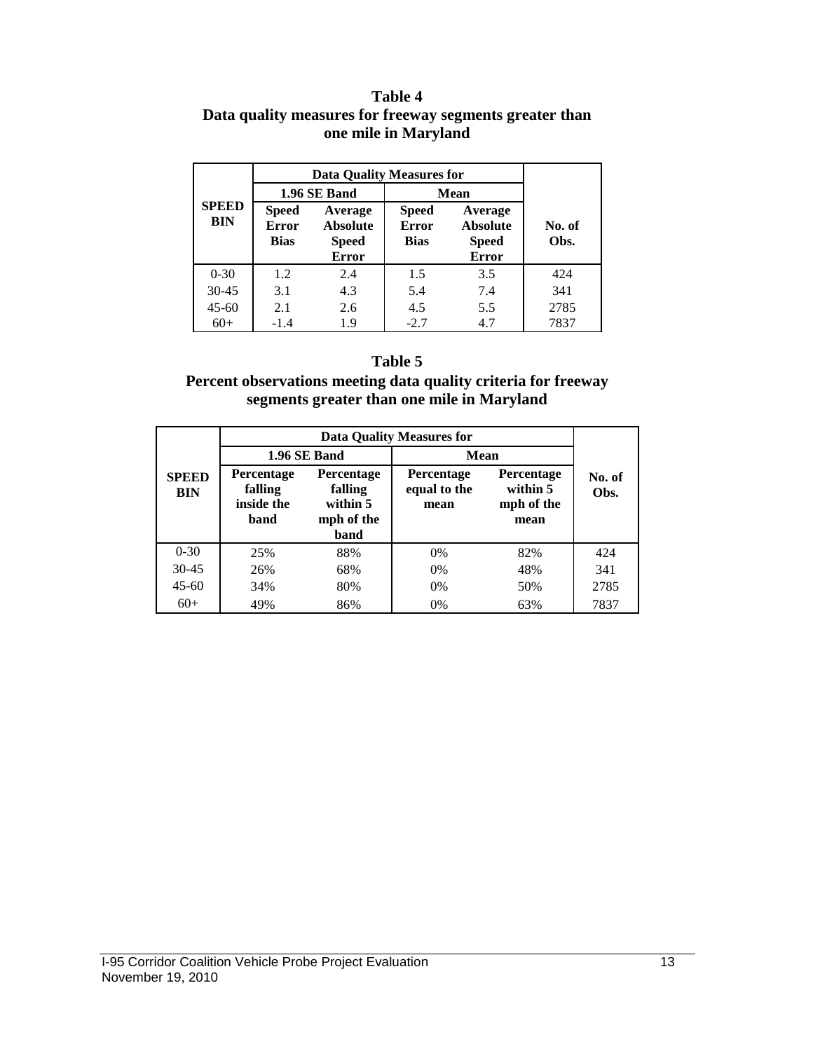**Table 4**
**Data quality measures for freeway segments greater than one mile in Maryland**

| SPEED BIN | Data Quality Measures for | | | | No. of Obs. |
|---|---|---|---|---|---|
| | 1.96 SE Band | | Mean | | |
| | Speed Error Bias | Average Absolute Speed Error | Speed Error Bias | Average Absolute Speed Error | |
| 0-30 | 1.2 | 2.4 | 1.5 | 3.5 | 424 |
| 30-45 | 3.1 | 4.3 | 5.4 | 7.4 | 341 |
| 45-60 | 2.1 | 2.6 | 4.5 | 5.5 | 2785 |
| 60+ | -1.4 | 1.9 | -2.7 | 4.7 | 7837 |

**Table 5**
**Percent observations meeting data quality criteria for freeway segments greater than one mile in Maryland**

| SPEED BIN | Data Quality Measures for | | | | No. of Obs. |
|---|---|---|---|---|---|
| | 1.96 SE Band | | Mean | | |
| | Percentage falling inside the band | Percentage falling within 5 mph of the band | Percentage equal to the mean | Percentage within 5 mph of the mean | |
| 0-30 | 25% | 88% | 0% | 82% | 424 |
| 30-45 | 26% | 68% | 0% | 48% | 341 |
| 45-60 | 34% | 80% | 0% | 50% | 2785 |
| 60+ | 49% | 86% | 0% | 63% | 7837 |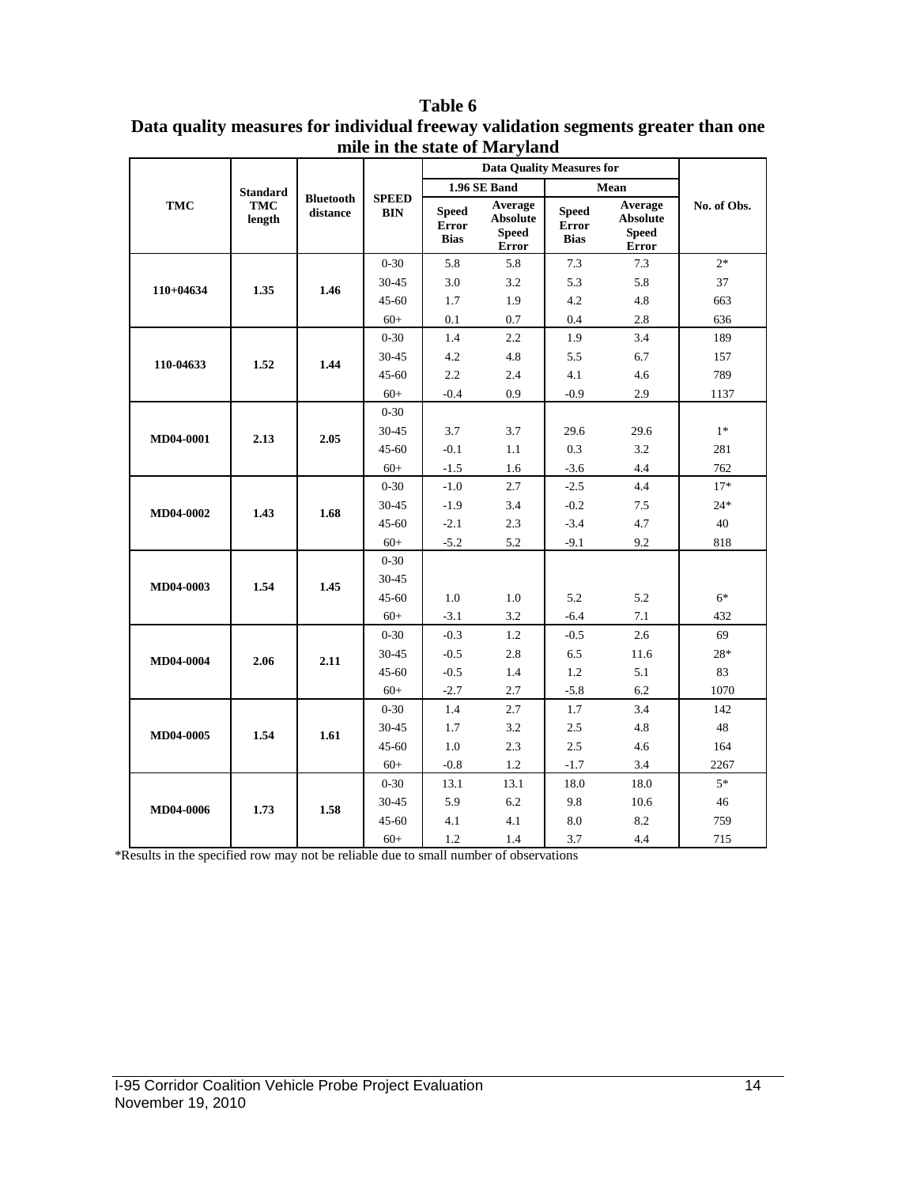**Table 6**
**Data quality measures for individual freeway validation segments greater than one mile in the state of Maryland**

| TMC | Standard TMC length | Bluetooth distance | SPEED BIN | Data Quality Measures for | | | | No. of Obs. |
|---|---|---|---|---|---|---|---|---|
| | | | | 1.96 SE Band | | Mean | | |
| | | | | Speed Error Bias | Average Absolute Speed Error | Speed Error Bias | Average Absolute Speed Error | |
| 110+04634 | 1.35 | 1.46 | 0-30 | 5.8 | 5.8 | 7.3 | 7.3 | 2* |
| | | | 30-45 | 3.0 | 3.2 | 5.3 | 5.8 | 37 |
| | | | 45-60 | 1.7 | 1.9 | 4.2 | 4.8 | 663 |
| | | | 60+ | 0.1 | 0.7 | 0.4 | 2.8 | 636 |
| 110-04633 | 1.52 | 1.44 | 0-30 | 1.4 | 2.2 | 1.9 | 3.4 | 189 |
| | | | 30-45 | 4.2 | 4.8 | 5.5 | 6.7 | 157 |
| | | | 45-60 | 2.2 | 2.4 | 4.1 | 4.6 | 789 |
| | | | 60+ | -0.4 | 0.9 | -0.9 | 2.9 | 1137 |
| MD04-0001 | 2.13 | 2.05 | 0-30 | | | | | |
| | | | 30-45 | 3.7 | 3.7 | 29.6 | 29.6 | 1* |
| | | | 45-60 | -0.1 | 1.1 | 0.3 | 3.2 | 281 |
| | | | 60+ | -1.5 | 1.6 | -3.6 | 4.4 | 762 |
| MD04-0002 | 1.43 | 1.68 | 0-30 | -1.0 | 2.7 | -2.5 | 4.4 | 17* |
| | | | 30-45 | -1.9 | 3.4 | -0.2 | 7.5 | 24* |
| | | | 45-60 | -2.1 | 2.3 | -3.4 | 4.7 | 40 |
| | | | 60+ | -5.2 | 5.2 | -9.1 | 9.2 | 818 |
| MD04-0003 | 1.54 | 1.45 | 0-30 | | | | | |
| | | | 30-45 | | | | | |
| | | | 45-60 | 1.0 | 1.0 | 5.2 | 5.2 | 6* |
| | | | 60+ | -3.1 | 3.2 | -6.4 | 7.1 | 432 |
| MD04-0004 | 2.06 | 2.11 | 0-30 | -0.3 | 1.2 | -0.5 | 2.6 | 69 |
| | | | 30-45 | -0.5 | 2.8 | 6.5 | 11.6 | 28* |
| | | | 45-60 | -0.5 | 1.4 | 1.2 | 5.1 | 83 |
| | | | 60+ | -2.7 | 2.7 | -5.8 | 6.2 | 1070 |
| MD04-0005 | 1.54 | 1.61 | 0-30 | 1.4 | 2.7 | 1.7 | 3.4 | 142 |
| | | | 30-45 | 1.7 | 3.2 | 2.5 | 4.8 | 48 |
| | | | 45-60 | 1.0 | 2.3 | 2.5 | 4.6 | 164 |
| | | | 60+ | -0.8 | 1.2 | -1.7 | 3.4 | 2267 |
| MD04-0006 | 1.73 | 1.58 | 0-30 | 13.1 | 13.1 | 18.0 | 18.0 | 5* |
| | | | 30-45 | 5.9 | 6.2 | 9.8 | 10.6 | 46 |
| | | | 45-60 | 4.1 | 4.1 | 8.0 | 8.2 | 759 |
| | | | 60+ | 1.2 | 1.4 | 3.7 | 4.4 | 715 |

*Results in the specified row may not be reliable due to small number of observations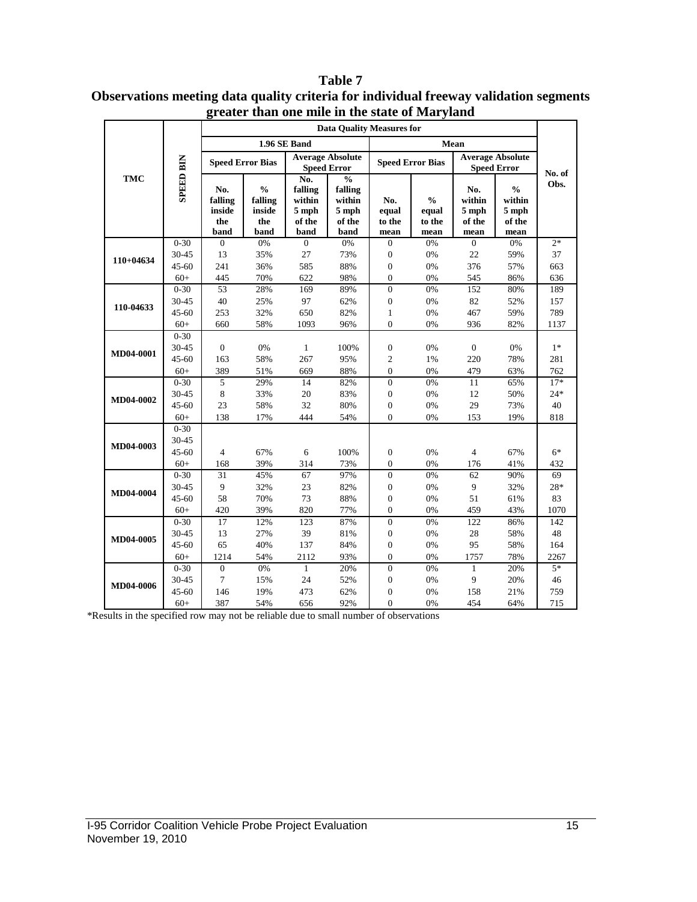**Table 7**
**Observations meeting data quality criteria for individual freeway validation segments greater than one mile in the state of Maryland**

| TMC | SPEED BIN | Data Quality Measures for | | | | | | | | No. of Obs. |
|---|---|---|---|---|---|---|---|---|---|---|
| | | 1.96 SE Band | | | | Mean | | | | |
| | | Speed Error Bias | | Average Absolute Speed Error | | Speed Error Bias | | Average Absolute Speed Error | | |
| | | No. falling inside the band | % falling inside the band | No. falling within 5 mph of the band | % falling within 5 mph of the band | No. equal to the mean | % equal to the mean | No. within 5 mph of the mean | % within 5 mph of the mean | |
| 110+04634 | 0-30 | 0 | 0% | 0 | 0% | 0 | 0% | 0 | 0% | 2* |
| | 30-45 | 13 | 35% | 27 | 73% | 0 | 0% | 22 | 59% | 37 |
| | 45-60 | 241 | 36% | 585 | 88% | 0 | 0% | 376 | 57% | 663 |
| | 60+ | 445 | 70% | 622 | 98% | 0 | 0% | 545 | 86% | 636 |
| 110-04633 | 0-30 | 53 | 28% | 169 | 89% | 0 | 0% | 152 | 80% | 189 |
| | 30-45 | 40 | 25% | 97 | 62% | 0 | 0% | 82 | 52% | 157 |
| | 45-60 | 253 | 32% | 650 | 82% | 1 | 0% | 467 | 59% | 789 |
| | 60+ | 660 | 58% | 1093 | 96% | 0 | 0% | 936 | 82% | 1137 |
| MD04-0001 | 0-30 | | | | | | | | | |
| | 30-45 | 0 | 0% | 1 | 100% | 0 | 0% | 0 | 0% | 1* |
| | 45-60 | 163 | 58% | 267 | 95% | 2 | 1% | 220 | 78% | 281 |
| | 60+ | 389 | 51% | 669 | 88% | 0 | 0% | 479 | 63% | 762 |
| MD04-0002 | 0-30 | 5 | 29% | 14 | 82% | 0 | 0% | 11 | 65% | 17* |
| | 30-45 | 8 | 33% | 20 | 83% | 0 | 0% | 12 | 50% | 24* |
| | 45-60 | 23 | 58% | 32 | 80% | 0 | 0% | 29 | 73% | 40 |
| | 60+ | 138 | 17% | 444 | 54% | 0 | 0% | 153 | 19% | 818 |
| MD04-0003 | 0-30 | | | | | | | | | |
| | 30-45 | | | | | | | | | |
| | 45-60 | 4 | 67% | 6 | 100% | 0 | 0% | 4 | 67% | 6* |
| | 60+ | 168 | 39% | 314 | 73% | 0 | 0% | 176 | 41% | 432 |
| MD04-0004 | 0-30 | 31 | 45% | 67 | 97% | 0 | 0% | 62 | 90% | 69 |
| | 30-45 | 9 | 32% | 23 | 82% | 0 | 0% | 9 | 32% | 28* |
| | 45-60 | 58 | 70% | 73 | 88% | 0 | 0% | 51 | 61% | 83 |
| | 60+ | 420 | 39% | 820 | 77% | 0 | 0% | 459 | 43% | 1070 |
| MD04-0005 | 0-30 | 17 | 12% | 123 | 87% | 0 | 0% | 122 | 86% | 142 |
| | 30-45 | 13 | 27% | 39 | 81% | 0 | 0% | 28 | 58% | 48 |
| | 45-60 | 65 | 40% | 137 | 84% | 0 | 0% | 95 | 58% | 164 |
| | 60+ | 1214 | 54% | 2112 | 93% | 0 | 0% | 1757 | 78% | 2267 |
| MD04-0006 | 0-30 | 0 | 0% | 1 | 20% | 0 | 0% | 1 | 20% | 5* |
| | 30-45 | 7 | 15% | 24 | 52% | 0 | 0% | 9 | 20% | 46 |
| | 45-60 | 146 | 19% | 473 | 62% | 0 | 0% | 158 | 21% | 759 |
| | 60+ | 387 | 54% | 656 | 92% | 0 | 0% | 454 | 64% | 715 |

*Results in the specified row may not be reliable due to small number of observations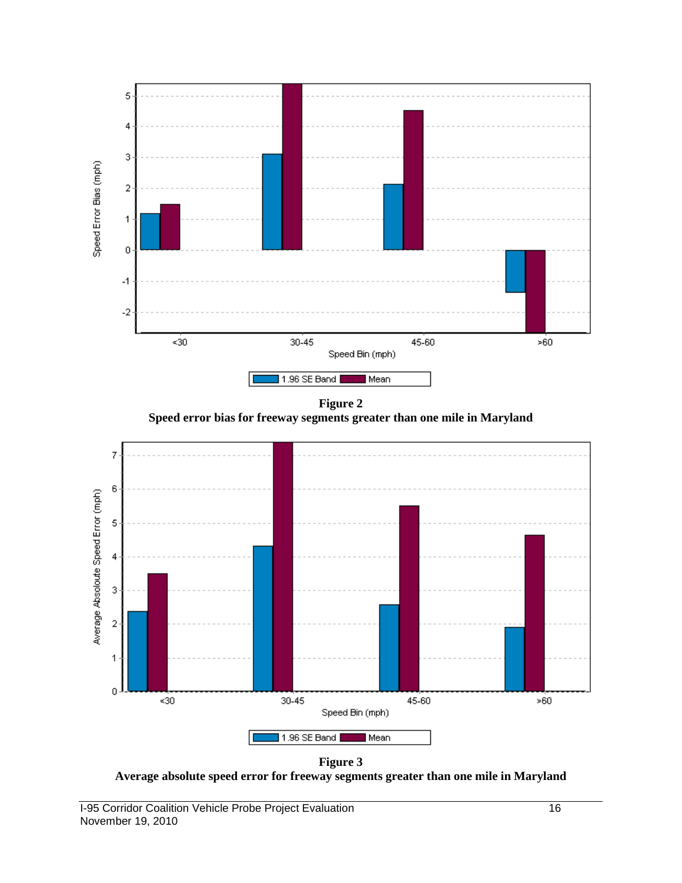**Figure 2**
**Speed error bias for freeway segments greater than one mile in Maryland**

**Figure 3**
**Average absolute speed error for freeway segments greater than one mile in Maryland**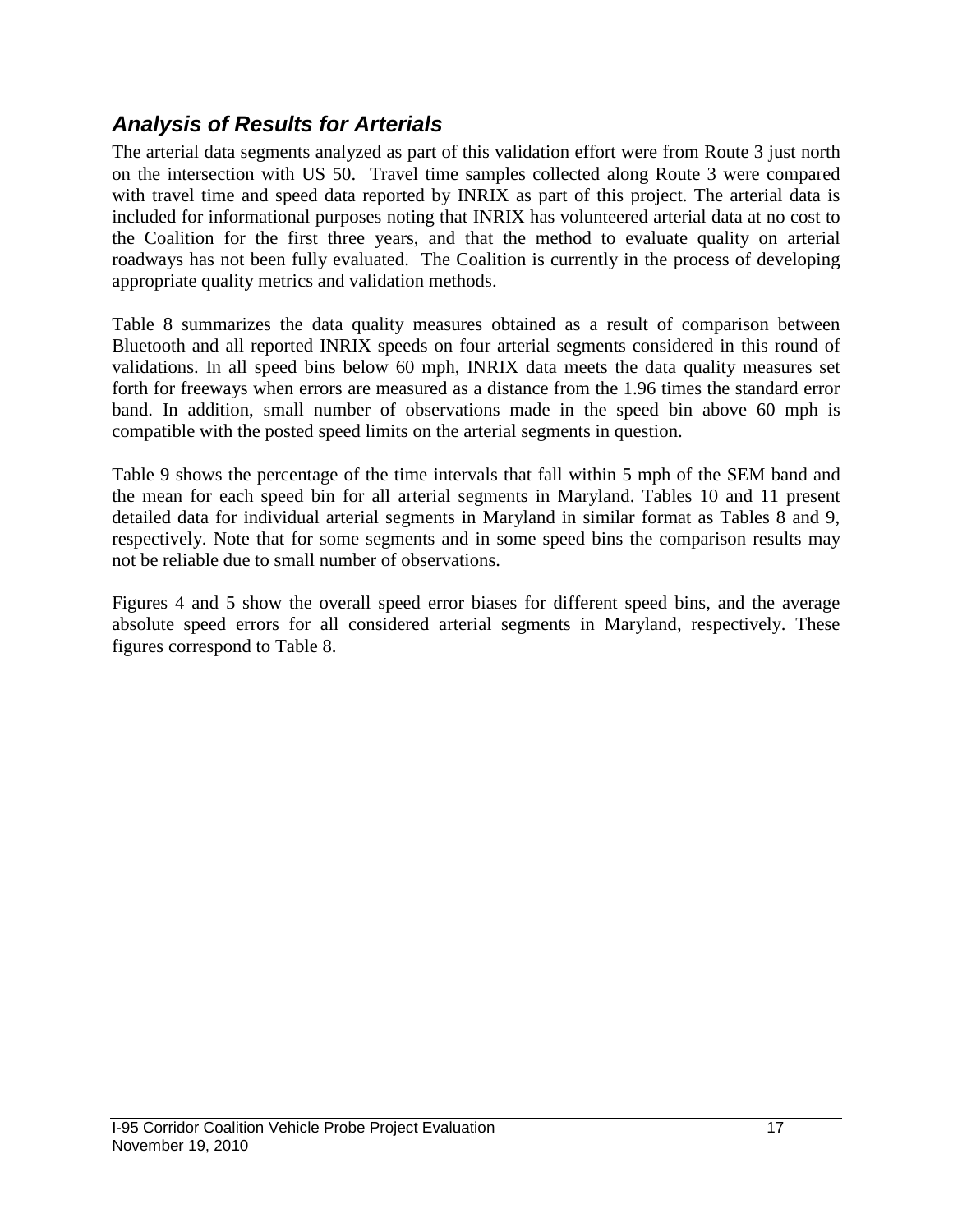## *Analysis of Results for Arterials*

The arterial data segments analyzed as part of this validation effort were from Route 3 just north on the intersection with US 50. Travel time samples collected along Route 3 were compared with travel time and speed data reported by INRIX as part of this project. The arterial data is included for informational purposes noting that INRIX has volunteered arterial data at no cost to the Coalition for the first three years, and that the method to evaluate quality on arterial roadways has not been fully evaluated. The Coalition is currently in the process of developing appropriate quality metrics and validation methods.

Table 8 summarizes the data quality measures obtained as a result of comparison between Bluetooth and all reported INRIX speeds on four arterial segments considered in this round of validations. In all speed bins below 60 mph, INRIX data meets the data quality measures set forth for freeways when errors are measured as a distance from the 1.96 times the standard error band. In addition, small number of observations made in the speed bin above 60 mph is compatible with the posted speed limits on the arterial segments in question.

Table 9 shows the percentage of the time intervals that fall within 5 mph of the SEM band and the mean for each speed bin for all arterial segments in Maryland. Tables 10 and 11 present detailed data for individual arterial segments in Maryland in similar format as Tables 8 and 9, respectively. Note that for some segments and in some speed bins the comparison results may not be reliable due to small number of observations.

Figures 4 and 5 show the overall speed error biases for different speed bins, and the average absolute speed errors for all considered arterial segments in Maryland, respectively. These figures correspond to Table 8.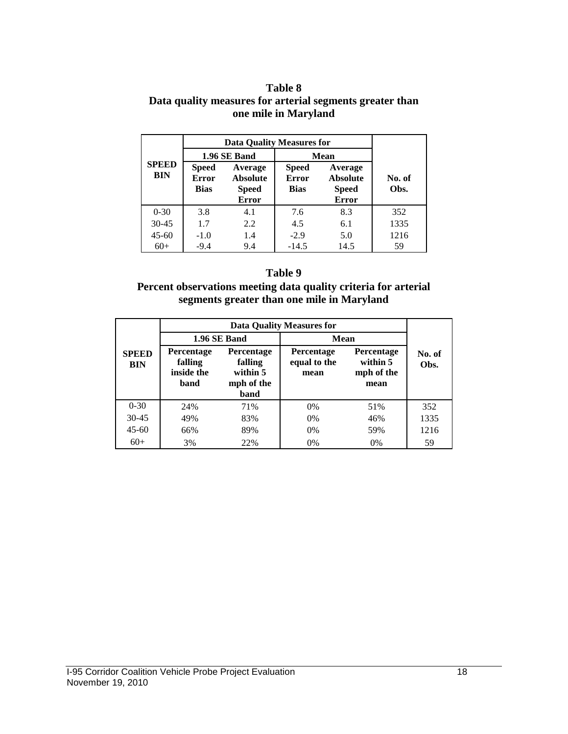**Table 8**
**Data quality measures for arterial segments greater than one mile in Maryland**

| SPEED BIN | Data Quality Measures for | | | | No. of Obs. |
|---|---|---|---|---|---|
| | 1.96 SE Band | | Mean | | |
| | Speed Error Bias | Average Absolute Speed Error | Speed Error Bias | Average Absolute Speed Error | |
| 0-30 | 3.8 | 4.1 | 7.6 | 8.3 | 352 |
| 30-45 | 1.7 | 2.2 | 4.5 | 6.1 | 1335 |
| 45-60 | -1.0 | 1.4 | -2.9 | 5.0 | 1216 |
| 60+ | -9.4 | 9.4 | -14.5 | 14.5 | 59 |

**Table 9**
**Percent observations meeting data quality criteria for arterial segments greater than one mile in Maryland**

| SPEED BIN | Data Quality Measures for | | | | No. of Obs. |
|---|---|---|---|---|---|
| | 1.96 SE Band | | Mean | | |
| | Percentage falling inside the band | Percentage falling within 5 mph of the band | Percentage equal to the mean | Percentage within 5 mph of the mean | |
| 0-30 | 24% | 71% | 0% | 51% | 352 |
| 30-45 | 49% | 83% | 0% | 46% | 1335 |
| 45-60 | 66% | 89% | 0% | 59% | 1216 |
| 60+ | 3% | 22% | 0% | 0% | 59 |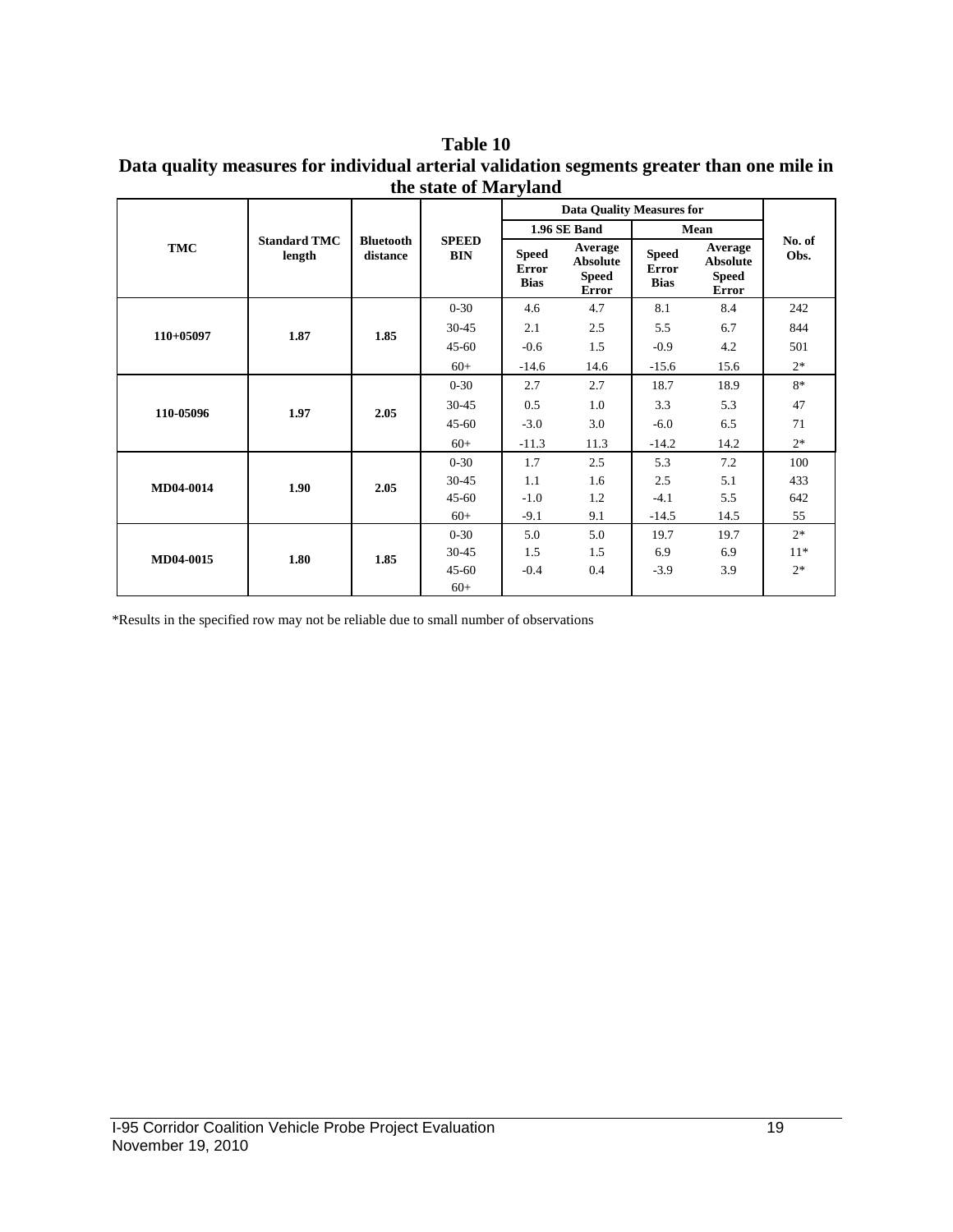**Table 10**

**Data quality measures for individual arterial validation segments greater than one mile in the state of Maryland**

| TMC | Standard TMC length | Bluetooth distance | SPEED BIN | Data Quality Measures for | | | | No. of Obs. |
|---|---|---|---|---|---|---|---|---|
| | | | | 1.96 SE Band | | Mean | | |
| | | | | Speed Error Bias | Average Absolute Speed Error | Speed Error Bias | Average Absolute Speed Error | |
| 110+05097 | 1.87 | 1.85 | 0-30 | 4.6 | 4.7 | 8.1 | 8.4 | 242 |
| | | | 30-45 | 2.1 | 2.5 | 5.5 | 6.7 | 844 |
| | | | 45-60 | -0.6 | 1.5 | -0.9 | 4.2 | 501 |
| | | | 60+ | -14.6 | 14.6 | -15.6 | 15.6 | 2* |
| 110-05096 | 1.97 | 2.05 | 0-30 | 2.7 | 2.7 | 18.7 | 18.9 | 8* |
| | | | 30-45 | 0.5 | 1.0 | 3.3 | 5.3 | 47 |
| | | | 45-60 | -3.0 | 3.0 | -6.0 | 6.5 | 71 |
| | | | 60+ | -11.3 | 11.3 | -14.2 | 14.2 | 2* |
| MD04-0014 | 1.90 | 2.05 | 0-30 | 1.7 | 2.5 | 5.3 | 7.2 | 100 |
| | | | 30-45 | 1.1 | 1.6 | 2.5 | 5.1 | 433 |
| | | | 45-60 | -1.0 | 1.2 | -4.1 | 5.5 | 642 |
| | | | 60+ | -9.1 | 9.1 | -14.5 | 14.5 | 55 |
| MD04-0015 | 1.80 | 1.85 | 0-30 | 5.0 | 5.0 | 19.7 | 19.7 | 2* |
| | | | 30-45 | 1.5 | 1.5 | 6.9 | 6.9 | 11* |
| | | | 45-60 | -0.4 | 0.4 | -3.9 | 3.9 | 2* |
| | | | 60+ | | | | | |

*Results in the specified row may not be reliable due to small number of observations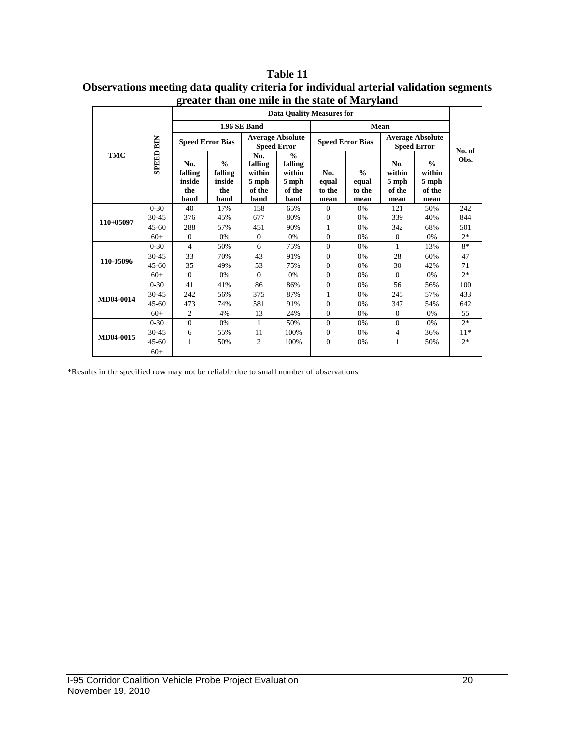**Table 11**
**Observations meeting data quality criteria for individual arterial validation segments greater than one mile in the state of Maryland**

| TMC | SPEED BIN | Data Quality Measures for | | | | | | | | No. of Obs. |
|---|---|---|---|---|---|---|---|---|---|---|
| | | 1.96 SE Band | | | | Mean | | | | |
| | | Speed Error Bias | | Average Absolute Speed Error | | Speed Error Bias | | Average Absolute Speed Error | | |
| | | No. falling inside the band | % falling inside the band | No. falling within 5 mph of the band | % falling within 5 mph of the band | No. equal to the mean | % equal to the mean | No. within 5 mph of the mean | % within 5 mph of the mean | |
| 110+05097 | 0-30 | 40 | 17% | 158 | 65% | 0 | 0% | 121 | 50% | 242 |
| | 30-45 | 376 | 45% | 677 | 80% | 0 | 0% | 339 | 40% | 844 |
| | 45-60 | 288 | 57% | 451 | 90% | 1 | 0% | 342 | 68% | 501 |
| | 60+ | 0 | 0% | 0 | 0% | 0 | 0% | 0 | 0% | 2* |
| 110-05096 | 0-30 | 4 | 50% | 6 | 75% | 0 | 0% | 1 | 13% | 8* |
| | 30-45 | 33 | 70% | 43 | 91% | 0 | 0% | 28 | 60% | 47 |
| | 45-60 | 35 | 49% | 53 | 75% | 0 | 0% | 30 | 42% | 71 |
| | 60+ | 0 | 0% | 0 | 0% | 0 | 0% | 0 | 0% | 2* |
| MD04-0014 | 0-30 | 41 | 41% | 86 | 86% | 0 | 0% | 56 | 56% | 100 |
| | 30-45 | 242 | 56% | 375 | 87% | 1 | 0% | 245 | 57% | 433 |
| | 45-60 | 473 | 74% | 581 | 91% | 0 | 0% | 347 | 54% | 642 |
| | 60+ | 2 | 4% | 13 | 24% | 0 | 0% | 0 | 0% | 55 |
| MD04-0015 | 0-30 | 0 | 0% | 1 | 50% | 0 | 0% | 0 | 0% | 2* |
| | 30-45 | 6 | 55% | 11 | 100% | 0 | 0% | 4 | 36% | 11* |
| | 45-60 | 1 | 50% | 2 | 100% | 0 | 0% | 1 | 50% | 2* |
| | 60+ | | | | | | | | | |

*Results in the specified row may not be reliable due to small number of observations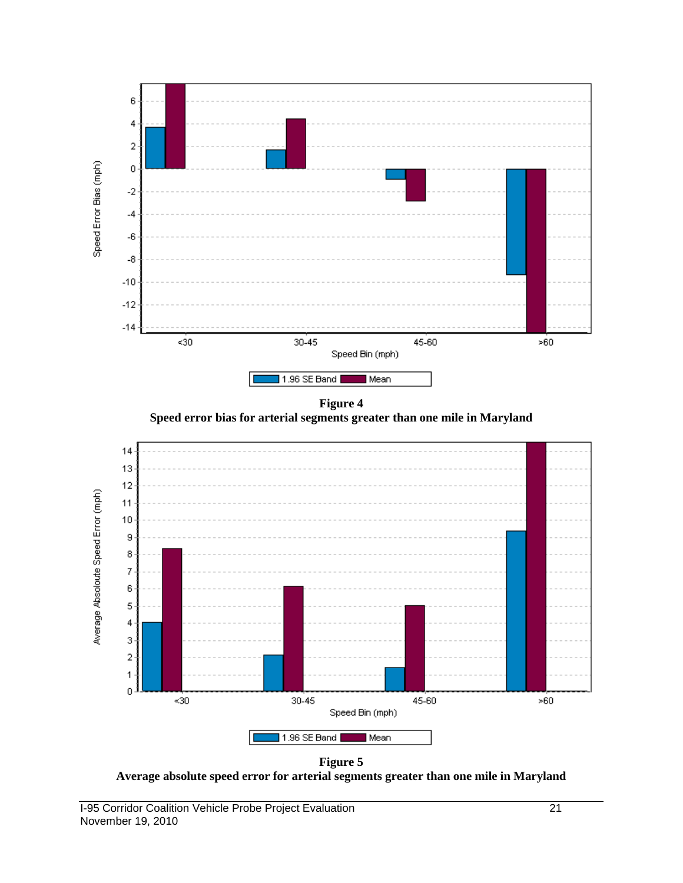**Figure 4**
**Speed error bias for arterial segments greater than one mile in Maryland**

**Figure 5**
**Average absolute speed error for arterial segments greater than one mile in Maryland**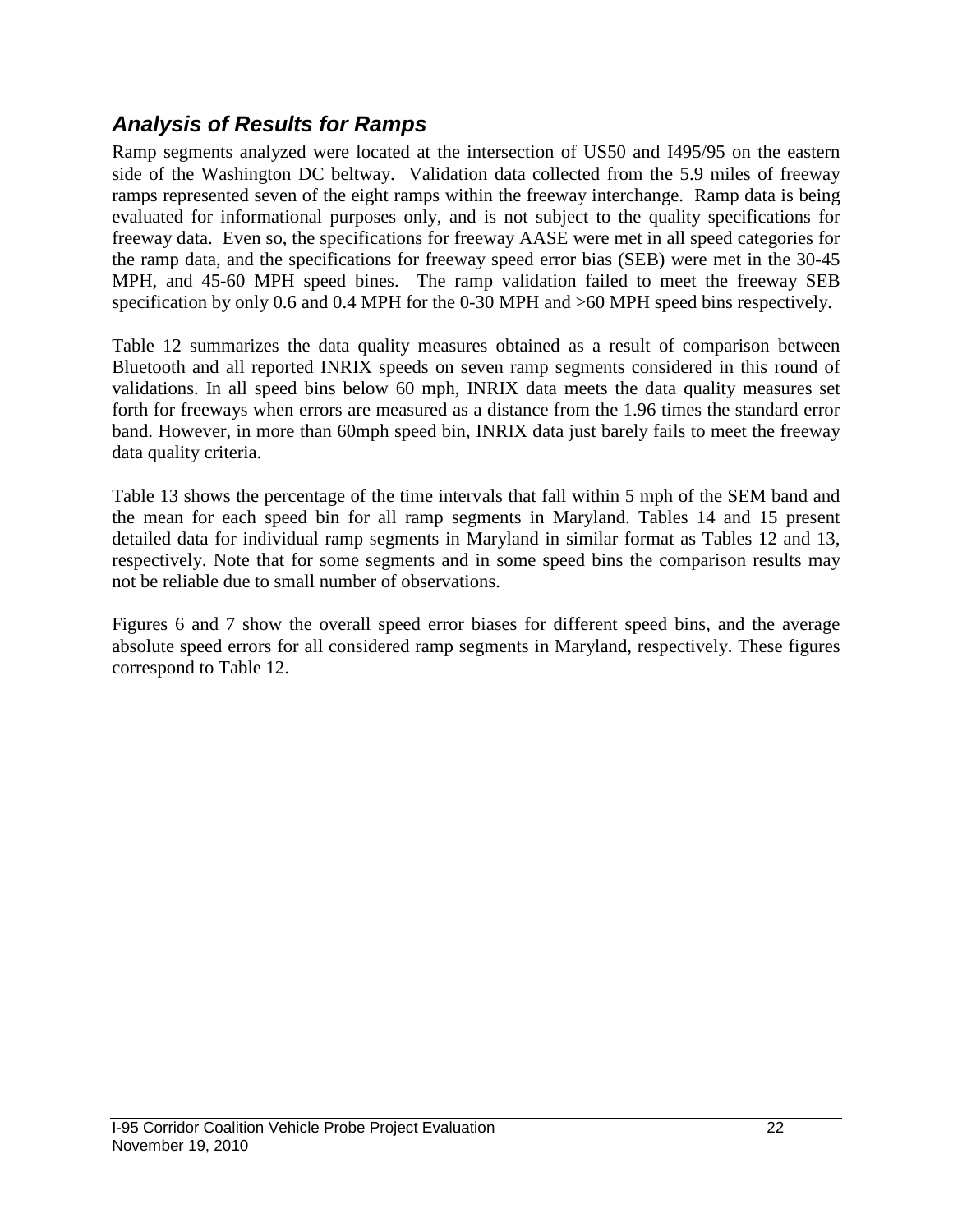## *Analysis of Results for Ramps*

Ramp segments analyzed were located at the intersection of US50 and I495/95 on the eastern side of the Washington DC beltway. Validation data collected from the 5.9 miles of freeway ramps represented seven of the eight ramps within the freeway interchange. Ramp data is being evaluated for informational purposes only, and is not subject to the quality specifications for freeway data. Even so, the specifications for freeway AASE were met in all speed categories for the ramp data, and the specifications for freeway speed error bias (SEB) were met in the 30-45 MPH, and 45-60 MPH speed bines. The ramp validation failed to meet the freeway SEB specification by only 0.6 and 0.4 MPH for the 0-30 MPH and >60 MPH speed bins respectively.

Table 12 summarizes the data quality measures obtained as a result of comparison between Bluetooth and all reported INRIX speeds on seven ramp segments considered in this round of validations. In all speed bins below 60 mph, INRIX data meets the data quality measures set forth for freeways when errors are measured as a distance from the 1.96 times the standard error band. However, in more than 60mph speed bin, INRIX data just barely fails to meet the freeway data quality criteria.

Table 13 shows the percentage of the time intervals that fall within 5 mph of the SEM band and the mean for each speed bin for all ramp segments in Maryland. Tables 14 and 15 present detailed data for individual ramp segments in Maryland in similar format as Tables 12 and 13, respectively. Note that for some segments and in some speed bins the comparison results may not be reliable due to small number of observations.

Figures 6 and 7 show the overall speed error biases for different speed bins, and the average absolute speed errors for all considered ramp segments in Maryland, respectively. These figures correspond to Table 12.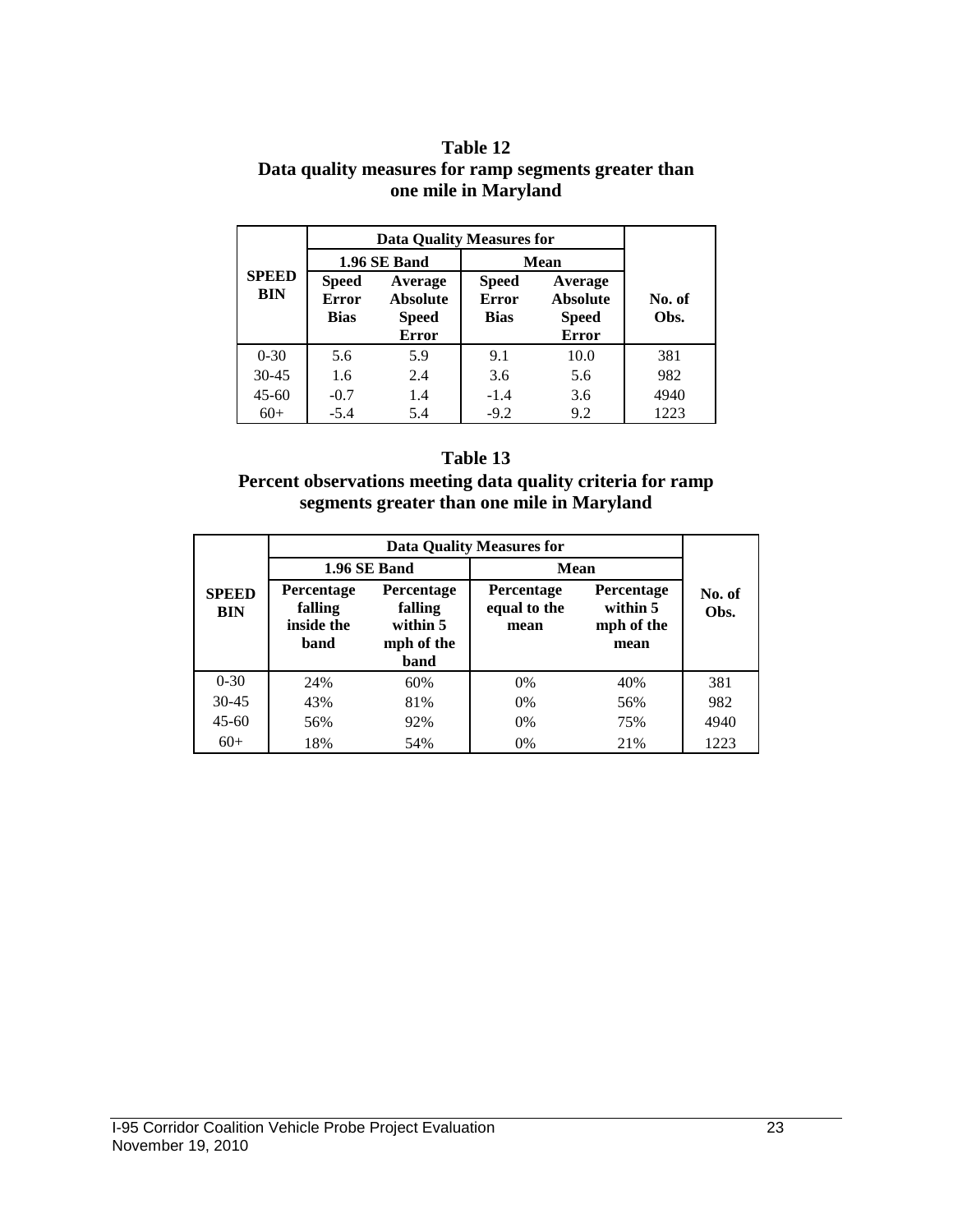**Table 12**
**Data quality measures for ramp segments greater than one mile in Maryland**

| SPEED BIN | Data Quality Measures for | | | | No. of Obs. |
|---|---|---|---|---|---|
| | 1.96 SE Band | | Mean | | |
| | Speed Error Bias | Average Absolute Speed Error | Speed Error Bias | Average Absolute Speed Error | |
| 0-30 | 5.6 | 5.9 | 9.1 | 10.0 | 381 |
| 30-45 | 1.6 | 2.4 | 3.6 | 5.6 | 982 |
| 45-60 | -0.7 | 1.4 | -1.4 | 3.6 | 4940 |
| 60+ | -5.4 | 5.4 | -9.2 | 9.2 | 1223 |

**Table 13**
**Percent observations meeting data quality criteria for ramp segments greater than one mile in Maryland**

| SPEED BIN | Data Quality Measures for | | | | No. of Obs. |
|---|---|---|---|---|---|
| | 1.96 SE Band | | Mean | | |
| | Percentage falling inside the band | Percentage falling within 5 mph of the band | Percentage equal to the mean | Percentage within 5 mph of the mean | |
| 0-30 | 24% | 60% | 0% | 40% | 381 |
| 30-45 | 43% | 81% | 0% | 56% | 982 |
| 45-60 | 56% | 92% | 0% | 75% | 4940 |
| 60+ | 18% | 54% | 0% | 21% | 1223 |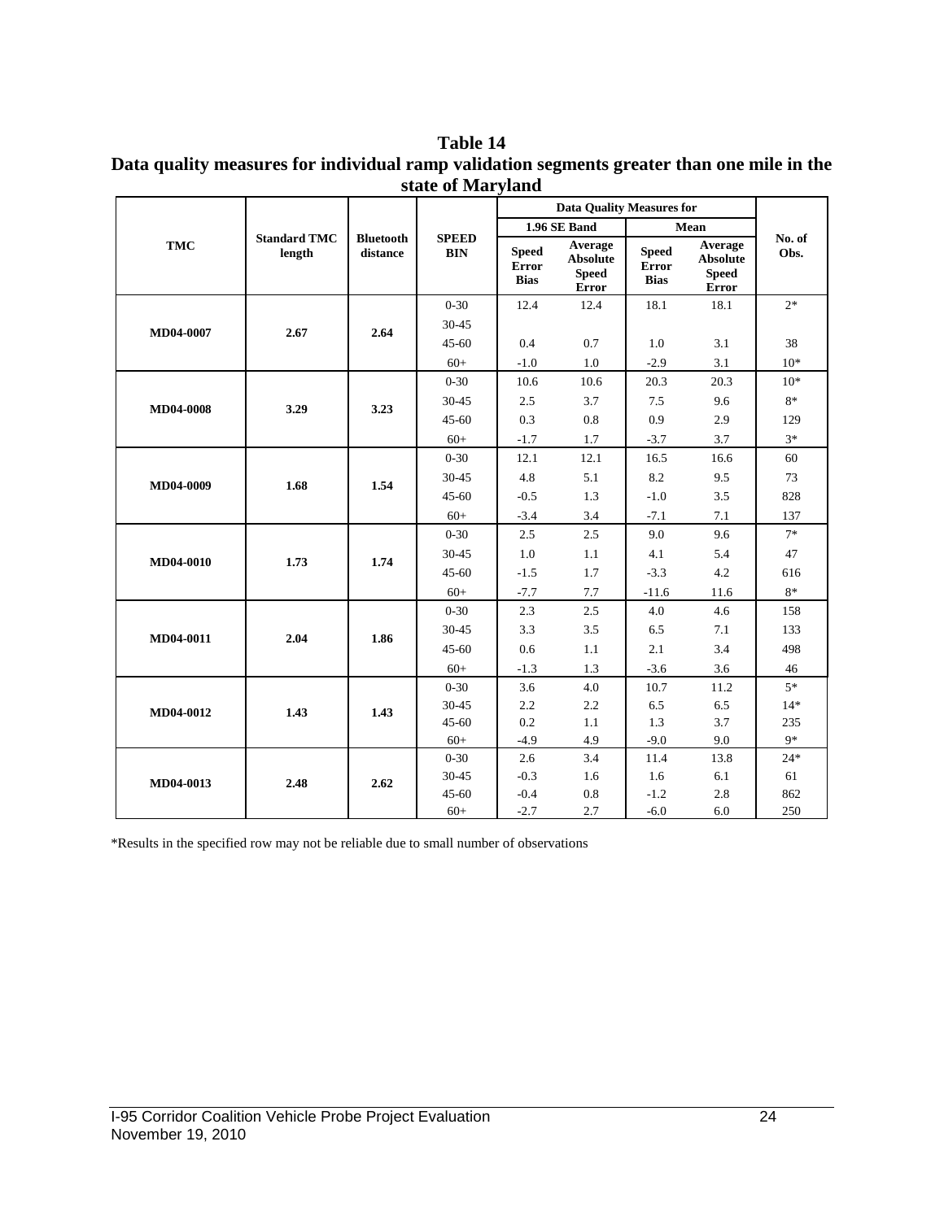**Table 14**
**Data quality measures for individual ramp validation segments greater than one mile in the state of Maryland**

| TMC | Standard TMC length | Bluetooth distance | SPEED BIN | Data Quality Measures for | | | | No. of Obs. |
|---|---|---|---|---|---|---|---|---|
| | | | | 1.96 SE Band | | Mean | | |
| | | | | Speed Error Bias | Average Absolute Speed Error | Speed Error Bias | Average Absolute Speed Error | |
| MD04-0007 | 2.67 | 2.64 | 0-30 | 12.4 | 12.4 | 18.1 | 18.1 | 2* |
| | | | 30-45 | | | | | |
| | | | 45-60 | 0.4 | 0.7 | 1.0 | 3.1 | 38 |
| | | | 60+ | -1.0 | 1.0 | -2.9 | 3.1 | 10* |
| MD04-0008 | 3.29 | 3.23 | 0-30 | 10.6 | 10.6 | 20.3 | 20.3 | 10* |
| | | | 30-45 | 2.5 | 3.7 | 7.5 | 9.6 | 8* |
| | | | 45-60 | 0.3 | 0.8 | 0.9 | 2.9 | 129 |
| | | | 60+ | -1.7 | 1.7 | -3.7 | 3.7 | 3* |
| MD04-0009 | 1.68 | 1.54 | 0-30 | 12.1 | 12.1 | 16.5 | 16.6 | 60 |
| | | | 30-45 | 4.8 | 5.1 | 8.2 | 9.5 | 73 |
| | | | 45-60 | -0.5 | 1.3 | -1.0 | 3.5 | 828 |
| | | | 60+ | -3.4 | 3.4 | -7.1 | 7.1 | 137 |
| MD04-0010 | 1.73 | 1.74 | 0-30 | 2.5 | 2.5 | 9.0 | 9.6 | 7* |
| | | | 30-45 | 1.0 | 1.1 | 4.1 | 5.4 | 47 |
| | | | 45-60 | -1.5 | 1.7 | -3.3 | 4.2 | 616 |
| | | | 60+ | -7.7 | 7.7 | -11.6 | 11.6 | 8* |
| MD04-0011 | 2.04 | 1.86 | 0-30 | 2.3 | 2.5 | 4.0 | 4.6 | 158 |
| | | | 30-45 | 3.3 | 3.5 | 6.5 | 7.1 | 133 |
| | | | 45-60 | 0.6 | 1.1 | 2.1 | 3.4 | 498 |
| | | | 60+ | -1.3 | 1.3 | -3.6 | 3.6 | 46 |
| MD04-0012 | 1.43 | 1.43 | 0-30 | 3.6 | 4.0 | 10.7 | 11.2 | 5* |
| | | | 30-45 | 2.2 | 2.2 | 6.5 | 6.5 | 14* |
| | | | 45-60 | 0.2 | 1.1 | 1.3 | 3.7 | 235 |
| | | | 60+ | -4.9 | 4.9 | -9.0 | 9.0 | 9* |
| MD04-0013 | 2.48 | 2.62 | 0-30 | 2.6 | 3.4 | 11.4 | 13.8 | 24* |
| | | | 30-45 | -0.3 | 1.6 | 1.6 | 6.1 | 61 |
| | | | 45-60 | -0.4 | 0.8 | -1.2 | 2.8 | 862 |
| | | | 60+ | -2.7 | 2.7 | -6.0 | 6.0 | 250 |

*Results in the specified row may not be reliable due to small number of observations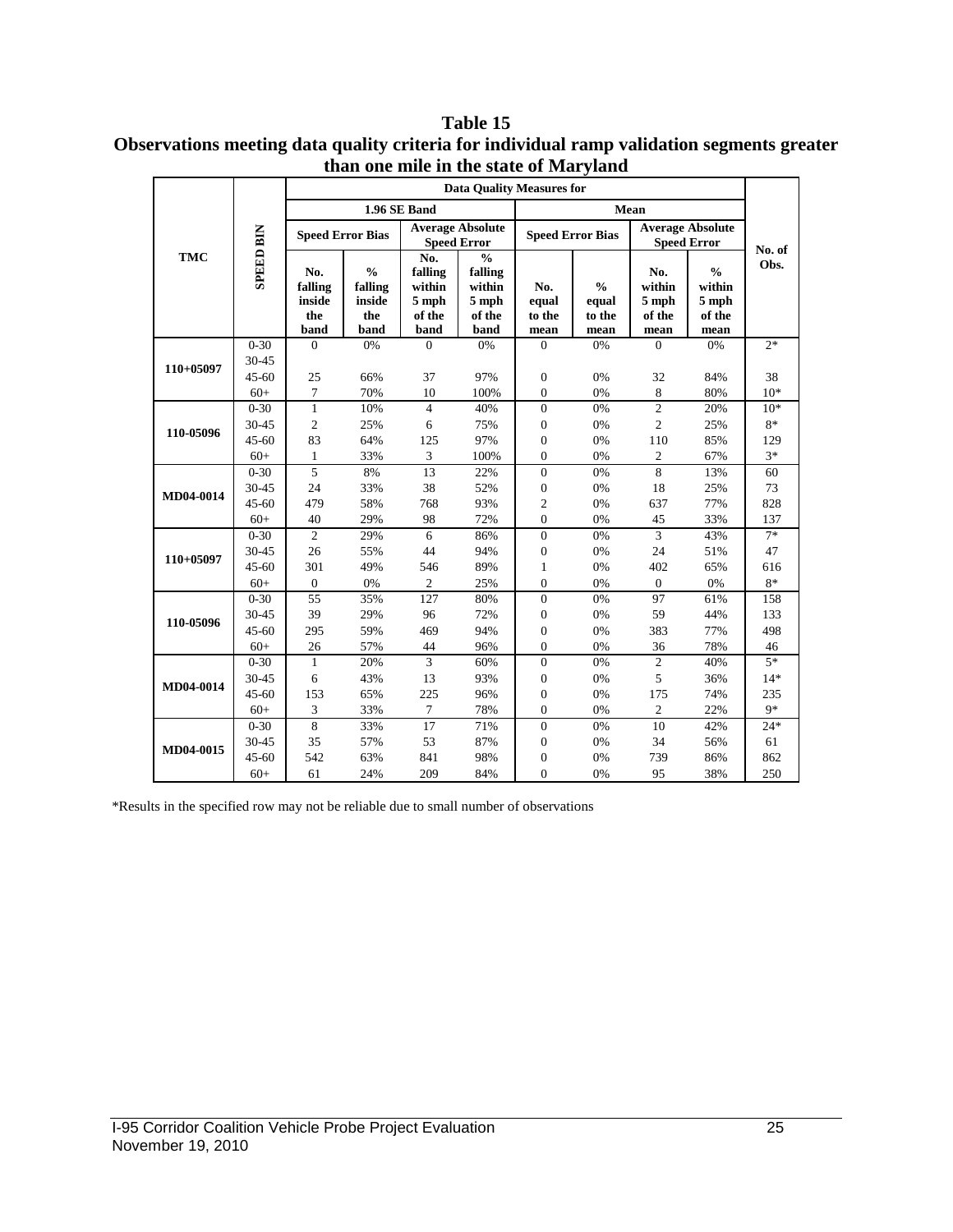# Table 15
## Observations meeting data quality criteria for individual ramp validation segments greater than one mile in the state of Maryland

| TMC | SPEED BIN | Data Quality Measures for | | | | | | | | No. of Obs. |
|---|---|---|---|---|---|---|---|---|---|---|
| | | 1.96 SE Band | | | | Mean | | | | |
| | | Speed Error Bias | | Average Absolute Speed Error | | Speed Error Bias | | Average Absolute Speed Error | | |
| | | No. falling inside the band | % falling inside the band | No. falling within 5 mph of the band | % falling within 5 mph of the band | No. equal to the mean | % equal to the mean | No. within 5 mph of the mean | % within 5 mph of the mean | |
| 110+05097 | 0-30 | 0 | 0% | 0 | 0% | 0 | 0% | 0 | 0% | 2* |
| | 30-45 | | | | | | | | | |
| | 45-60 | 25 | 66% | 37 | 97% | 0 | 0% | 32 | 84% | 38 |
| | 60+ | 7 | 70% | 10 | 100% | 0 | 0% | 8 | 80% | 10* |
| 110-05096 | 0-30 | 1 | 10% | 4 | 40% | 0 | 0% | 2 | 20% | 10* |
| | 30-45 | 2 | 25% | 6 | 75% | 0 | 0% | 2 | 25% | 8* |
| | 45-60 | 83 | 64% | 125 | 97% | 0 | 0% | 110 | 85% | 129 |
| | 60+ | 1 | 33% | 3 | 100% | 0 | 0% | 2 | 67% | 3* |
| MD04-0014 | 0-30 | 5 | 8% | 13 | 22% | 0 | 0% | 8 | 13% | 60 |
| | 30-45 | 24 | 33% | 38 | 52% | 0 | 0% | 18 | 25% | 73 |
| | 45-60 | 479 | 58% | 768 | 93% | 2 | 0% | 637 | 77% | 828 |
| | 60+ | 40 | 29% | 98 | 72% | 0 | 0% | 45 | 33% | 137 |
| 110+05097 | 0-30 | 2 | 29% | 6 | 86% | 0 | 0% | 3 | 43% | 7* |
| | 30-45 | 26 | 55% | 44 | 94% | 0 | 0% | 24 | 51% | 47 |
| | 45-60 | 301 | 49% | 546 | 89% | 1 | 0% | 402 | 65% | 616 |
| | 60+ | 0 | 0% | 2 | 25% | 0 | 0% | 0 | 0% | 8* |
| 110-05096 | 0-30 | 55 | 35% | 127 | 80% | 0 | 0% | 97 | 61% | 158 |
| | 30-45 | 39 | 29% | 96 | 72% | 0 | 0% | 59 | 44% | 133 |
| | 45-60 | 295 | 59% | 469 | 94% | 0 | 0% | 383 | 77% | 498 |
| | 60+ | 26 | 57% | 44 | 96% | 0 | 0% | 36 | 78% | 46 |
| MD04-0014 | 0-30 | 1 | 20% | 3 | 60% | 0 | 0% | 2 | 40% | 5* |
| | 30-45 | 6 | 43% | 13 | 93% | 0 | 0% | 5 | 36% | 14* |
| | 45-60 | 153 | 65% | 225 | 96% | 0 | 0% | 175 | 74% | 235 |
| | 60+ | 3 | 33% | 7 | 78% | 0 | 0% | 2 | 22% | 9* |
| MD04-0015 | 0-30 | 8 | 33% | 17 | 71% | 0 | 0% | 10 | 42% | 24* |
| | 30-45 | 35 | 57% | 53 | 87% | 0 | 0% | 34 | 56% | 61 |
| | 45-60 | 542 | 63% | 841 | 98% | 0 | 0% | 739 | 86% | 862 |
| | 60+ | 61 | 24% | 209 | 84% | 0 | 0% | 95 | 38% | 250 |

*Results in the specified row may not be reliable due to small number of observations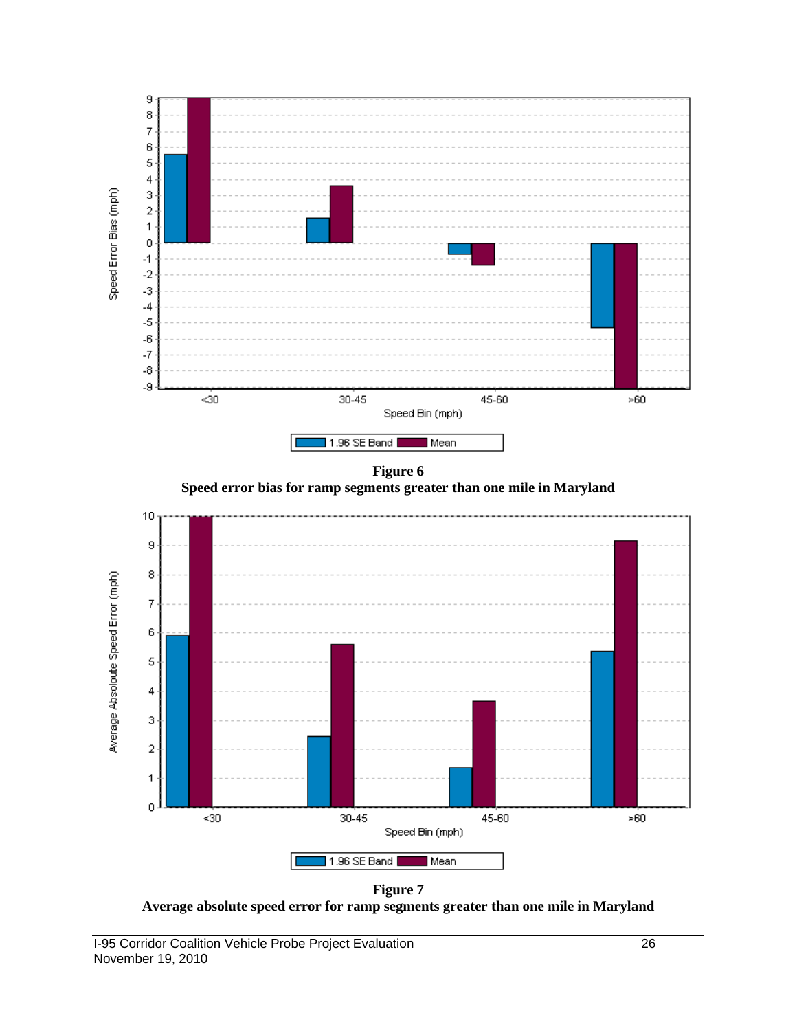Speed Error Bias (mph)

9
8
7
6
5
4
3
2
1
0
-1
-2
-3
-4
-5
-6
-7
-8
-9

<30
30-45
45-60
>60

Speed Bin (mph)

1.96 SE Band
Mean

**Figure 6**
**Speed error bias for ramp segments greater than one mile in Maryland**

Average Absoloute Speed Error (mph)

10
9
8
7
6
5
4
3
2
1
0

<30
30-45
45-60
>60

Speed Bin (mph)

1.96 SE Band
Mean

**Figure 7**
**Average absolute speed error for ramp segments greater than one mile in Maryland**